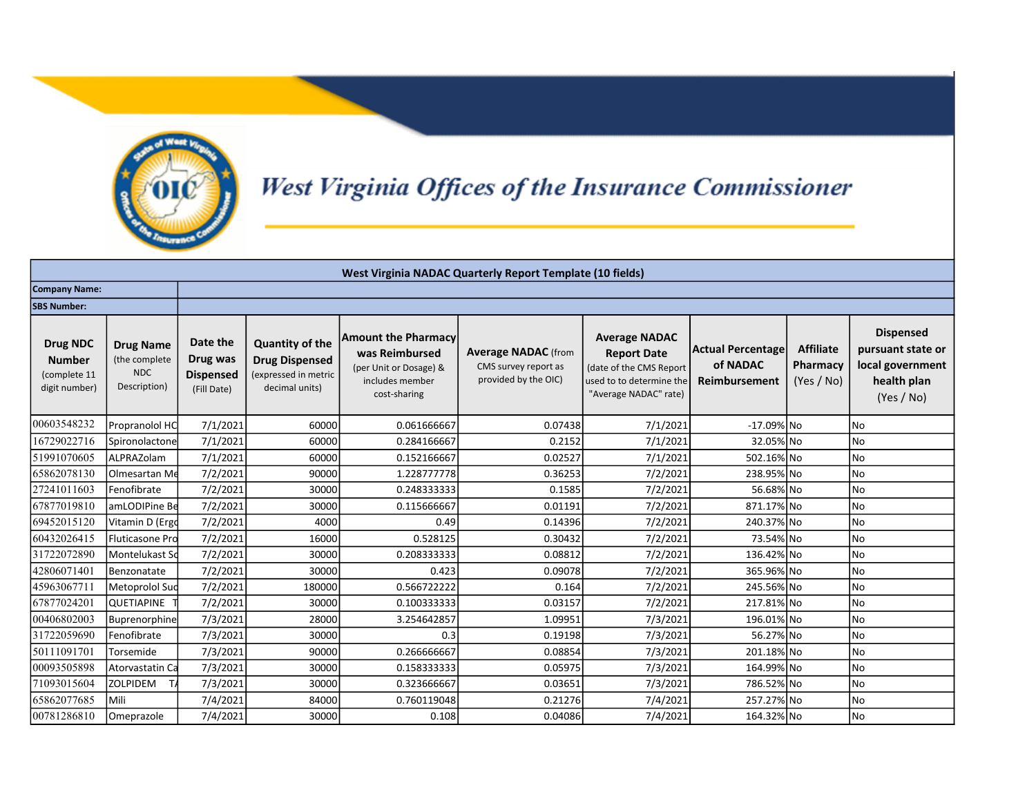# West Virginia Offices of the Insurance Commissioner

**West Virginia NADAC Quarterly Report Template (10 fields)**

**Company Name:**

**SBS Number:**

| **Drug NDC Number** (complete 11 digit number) | **Drug Name** (the complete NDC Description) | **Date the Drug was Dispensed** (Fill Date) | **Quantity of the Drug Dispensed** (expressed in metric decimal units) | **Amount the Pharmacy was Reimbursed** (per Unit or Dosage) & includes member cost-sharing | **Average NADAC** (from CMS survey report as provided by the OIC) | **Average NADAC Report Date** (date of the CMS Report used to to determine the "Average NADAC" rate) | **Actual Percentage of NADAC Reimbursement** | **Affiliate Pharmacy** (Yes / No) | **Dispensed pursuant state or local government health plan** (Yes / No) |
|---|---|---|---|---|---|---|---|---|---|
| 00603548232 | Propranolol HC | 7/1/2021 | 60000 | 0.061666667 | 0.07438 | 7/1/2021 | -17.09% | No | No |
| 16729022716 | Spironolactone | 7/1/2021 | 60000 | 0.284166667 | 0.2152 | 7/1/2021 | 32.05% | No | No |
| 51991070605 | ALPRAZolam | 7/1/2021 | 60000 | 0.152166667 | 0.02527 | 7/1/2021 | 502.16% | No | No |
| 65862078130 | Olmesartan Me | 7/2/2021 | 90000 | 1.228777778 | 0.36253 | 7/2/2021 | 238.95% | No | No |
| 27241011603 | Fenofibrate | 7/2/2021 | 30000 | 0.248333333 | 0.1585 | 7/2/2021 | 56.68% | No | No |
| 67877019810 | amLODIPine Be | 7/2/2021 | 30000 | 0.115666667 | 0.01191 | 7/2/2021 | 871.17% | No | No |
| 69452015120 | Vitamin D (Ergo | 7/2/2021 | 4000 | 0.49 | 0.14396 | 7/2/2021 | 240.37% | No | No |
| 60432026415 | Fluticasone Pro | 7/2/2021 | 16000 | 0.528125 | 0.30432 | 7/2/2021 | 73.54% | No | No |
| 31722072890 | Montelukast So | 7/2/2021 | 30000 | 0.208333333 | 0.08812 | 7/2/2021 | 136.42% | No | No |
| 42806071401 | Benzonatate | 7/2/2021 | 30000 | 0.423 | 0.09078 | 7/2/2021 | 365.96% | No | No |
| 45963067711 | Metoprolol Suc | 7/2/2021 | 180000 | 0.566722222 | 0.164 | 7/2/2021 | 245.56% | No | No |
| 67877024201 | QUETIAPINE T | 7/2/2021 | 30000 | 0.100333333 | 0.03157 | 7/2/2021 | 217.81% | No | No |
| 00406802003 | Buprenorphine | 7/3/2021 | 28000 | 3.254642857 | 1.09951 | 7/3/2021 | 196.01% | No | No |
| 31722059690 | Fenofibrate | 7/3/2021 | 30000 | 0.3 | 0.19198 | 7/3/2021 | 56.27% | No | No |
| 50111091701 | Torsemide | 7/3/2021 | 90000 | 0.266666667 | 0.08854 | 7/3/2021 | 201.18% | No | No |
| 00093505898 | Atorvastatin Ca | 7/3/2021 | 30000 | 0.158333333 | 0.05975 | 7/3/2021 | 164.99% | No | No |
| 71093015604 | ZOLPIDEM TA | 7/3/2021 | 30000 | 0.323666667 | 0.03651 | 7/3/2021 | 786.52% | No | No |
| 65862077685 | Mili | 7/4/2021 | 84000 | 0.760119048 | 0.21276 | 7/4/2021 | 257.27% | No | No |
| 00781286810 | Omeprazole | 7/4/2021 | 30000 | 0.108 | 0.04086 | 7/4/2021 | 164.32% | No | No |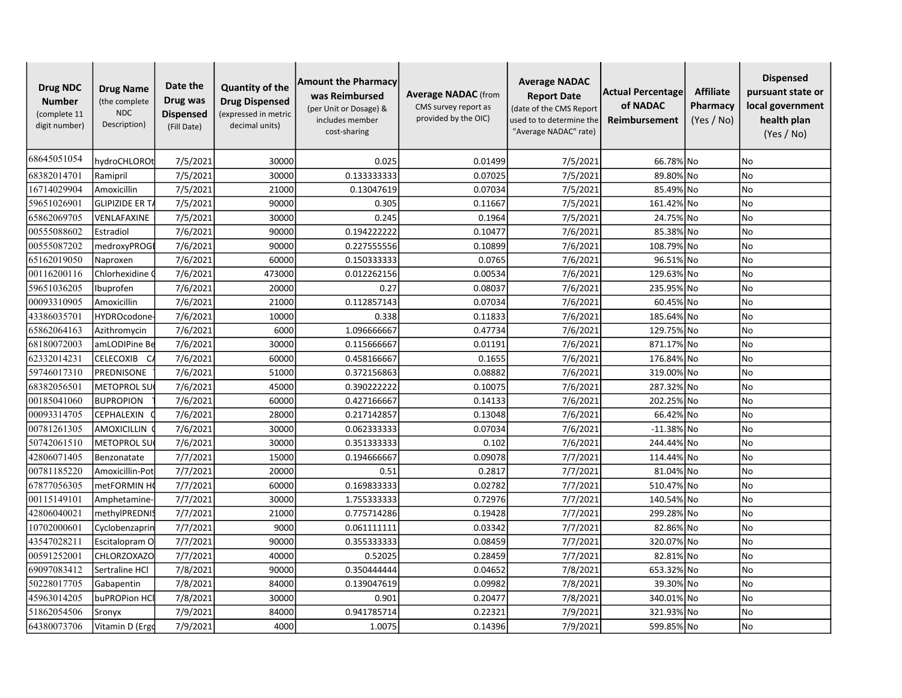| Drug NDC Number (complete 11 digit number) | Drug Name (the complete NDC Description) | Date the Drug was Dispensed (Fill Date) | Quantity of the Drug Dispensed (expressed in metric decimal units) | Amount the Pharmacy was Reimbursed (per Unit or Dosage) & includes member cost-sharing | Average NADAC (from CMS survey report as provided by the OIC) | Average NADAC Report Date (date of the CMS Report used to to determine the "Average NADAC" rate) | Actual Percentage of NADAC Reimbursement | Affiliate Pharmacy (Yes / No) | Dispensed pursuant state or local government health plan (Yes / No) |
|---|---|---|---|---|---|---|---|---|---|
| 68645051054 | hydroCHLOROt | 7/5/2021 | 30000 | 0.025 | 0.01499 | 7/5/2021 | 66.78% | No | No |
| 68382014701 | Ramipril | 7/5/2021 | 30000 | 0.133333333 | 0.07025 | 7/5/2021 | 89.80% | No | No |
| 16714029904 | Amoxicillin | 7/5/2021 | 21000 | 0.13047619 | 0.07034 | 7/5/2021 | 85.49% | No | No |
| 59651026901 | GLIPIZIDE ER TA | 7/5/2021 | 90000 | 0.305 | 0.11667 | 7/5/2021 | 161.42% | No | No |
| 65862069705 | VENLAFAXINE | 7/5/2021 | 30000 | 0.245 | 0.1964 | 7/5/2021 | 24.75% | No | No |
| 00555088602 | Estradiol | 7/6/2021 | 90000 | 0.194222222 | 0.10477 | 7/6/2021 | 85.38% | No | No |
| 00555087202 | medroxyPROGE | 7/6/2021 | 90000 | 0.227555556 | 0.10899 | 7/6/2021 | 108.79% | No | No |
| 65162019050 | Naproxen | 7/6/2021 | 60000 | 0.150333333 | 0.0765 | 7/6/2021 | 96.51% | No | No |
| 00116200116 | Chlorhexidine C | 7/6/2021 | 473000 | 0.012262156 | 0.00534 | 7/6/2021 | 129.63% | No | No |
| 59651036205 | Ibuprofen | 7/6/2021 | 20000 | 0.27 | 0.08037 | 7/6/2021 | 235.95% | No | No |
| 00093310905 | Amoxicillin | 7/6/2021 | 21000 | 0.112857143 | 0.07034 | 7/6/2021 | 60.45% | No | No |
| 43386035701 | HYDROcodone- | 7/6/2021 | 10000 | 0.338 | 0.11833 | 7/6/2021 | 185.64% | No | No |
| 65862064163 | Azithromycin | 7/6/2021 | 6000 | 1.096666667 | 0.47734 | 7/6/2021 | 129.75% | No | No |
| 68180072003 | amLODIPine Be | 7/6/2021 | 30000 | 0.115666667 | 0.01191 | 7/6/2021 | 871.17% | No | No |
| 62332014231 | CELECOXIB C | 7/6/2021 | 60000 | 0.458166667 | 0.1655 | 7/6/2021 | 176.84% | No | No |
| 59746017310 | PREDNISONE | 7/6/2021 | 51000 | 0.372156863 | 0.08882 | 7/6/2021 | 319.00% | No | No |
| 68382056501 | METOPROL SU | 7/6/2021 | 45000 | 0.390222222 | 0.10075 | 7/6/2021 | 287.32% | No | No |
| 00185041060 | BUPROPION | 7/6/2021 | 60000 | 0.427166667 | 0.14133 | 7/6/2021 | 202.25% | No | No |
| 00093314705 | CEPHALEXIN C | 7/6/2021 | 28000 | 0.217142857 | 0.13048 | 7/6/2021 | 66.42% | No | No |
| 00781261305 | AMOXICILLIN C | 7/6/2021 | 30000 | 0.062333333 | 0.07034 | 7/6/2021 | -11.38% | No | No |
| 50742061510 | METOPROL SU | 7/6/2021 | 30000 | 0.351333333 | 0.102 | 7/6/2021 | 244.44% | No | No |
| 42806071405 | Benzonatate | 7/7/2021 | 15000 | 0.194666667 | 0.09078 | 7/7/2021 | 114.44% | No | No |
| 00781185220 | Amoxicillin-Pot | 7/7/2021 | 20000 | 0.51 | 0.2817 | 7/7/2021 | 81.04% | No | No |
| 67877056305 | metFORMIN HC | 7/7/2021 | 60000 | 0.169833333 | 0.02782 | 7/7/2021 | 510.47% | No | No |
| 00115149101 | Amphetamine- | 7/7/2021 | 30000 | 1.755333333 | 0.72976 | 7/7/2021 | 140.54% | No | No |
| 42806040021 | methylPREDNIS | 7/7/2021 | 21000 | 0.775714286 | 0.19428 | 7/7/2021 | 299.28% | No | No |
| 10702000601 | Cyclobenzaprin | 7/7/2021 | 9000 | 0.061111111 | 0.03342 | 7/7/2021 | 82.86% | No | No |
| 43547028211 | Escitalopram O | 7/7/2021 | 90000 | 0.355333333 | 0.08459 | 7/7/2021 | 320.07% | No | No |
| 00591252001 | CHLORZOXAZO | 7/7/2021 | 40000 | 0.52025 | 0.28459 | 7/7/2021 | 82.81% | No | No |
| 69097083412 | Sertraline HCl | 7/8/2021 | 90000 | 0.350444444 | 0.04652 | 7/8/2021 | 653.32% | No | No |
| 50228017705 | Gabapentin | 7/8/2021 | 84000 | 0.139047619 | 0.09982 | 7/8/2021 | 39.30% | No | No |
| 45963014205 | buPROPion HCl | 7/8/2021 | 30000 | 0.901 | 0.20477 | 7/8/2021 | 340.01% | No | No |
| 51862054506 | Sronyx | 7/9/2021 | 84000 | 0.941785714 | 0.22321 | 7/9/2021 | 321.93% | No | No |
| 64380073706 | Vitamin D (Ergo | 7/9/2021 | 4000 | 1.0075 | 0.14396 | 7/9/2021 | 599.85% | No | No |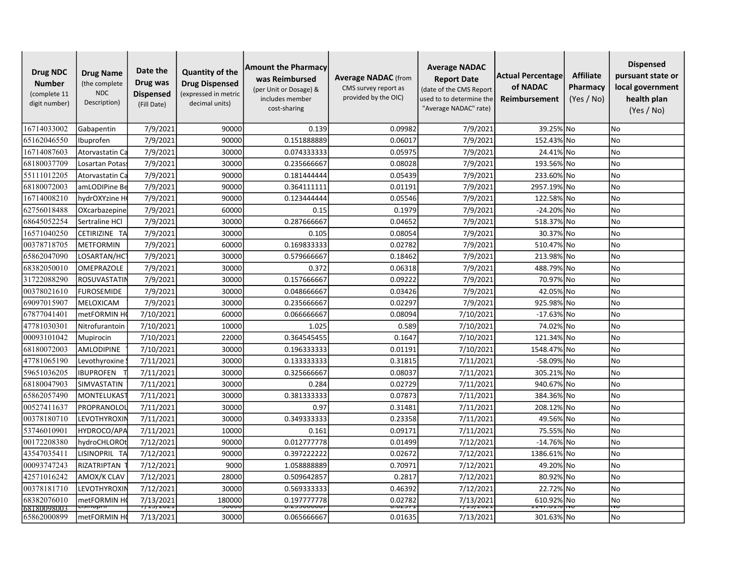| Drug NDC Number (complete 11 digit number) | Drug Name (the complete NDC Description) | Date the Drug was Dispensed (Fill Date) | Quantity of the Drug Dispensed (expressed in metric decimal units) | Amount the Pharmacy was Reimbursed (per Unit or Dosage) & includes member cost-sharing | Average NADAC (from CMS survey report as provided by the OIC) | Average NADAC Report Date (date of the CMS Report used to to determine the "Average NADAC" rate) | Actual Percentage of NADAC Reimbursement | Affiliate Pharmacy (Yes / No) | Dispensed pursuant state or local government health plan (Yes / No) |
|---|---|---|---|---|---|---|---|---|---|
| 16714033002 | Gabapentin | 7/9/2021 | 90000 | 0.139 | 0.09982 | 7/9/2021 | 39.25% | No | No |
| 65162046550 | Ibuprofen | 7/9/2021 | 90000 | 0.151888889 | 0.06017 | 7/9/2021 | 152.43% | No | No |
| 16714087603 | Atorvastatin Ca | 7/9/2021 | 30000 | 0.074333333 | 0.05975 | 7/9/2021 | 24.41% | No | No |
| 68180037709 | Losartan Potas | 7/9/2021 | 30000 | 0.235666667 | 0.08028 | 7/9/2021 | 193.56% | No | No |
| 55111012205 | Atorvastatin Ca | 7/9/2021 | 90000 | 0.181444444 | 0.05439 | 7/9/2021 | 233.60% | No | No |
| 68180072003 | amLODIPine Be | 7/9/2021 | 90000 | 0.364111111 | 0.01191 | 7/9/2021 | 2957.19% | No | No |
| 16714008210 | hydrOXYzine H | 7/9/2021 | 90000 | 0.123444444 | 0.05546 | 7/9/2021 | 122.58% | No | No |
| 62756018488 | OXcarbazepine | 7/9/2021 | 60000 | 0.15 | 0.1979 | 7/9/2021 | -24.20% | No | No |
| 68645052254 | Sertraline HCl | 7/9/2021 | 30000 | 0.287666667 | 0.04652 | 7/9/2021 | 518.37% | No | No |
| 16571040250 | CETIRIZINE TA | 7/9/2021 | 30000 | 0.105 | 0.08054 | 7/9/2021 | 30.37% | No | No |
| 00378718705 | METFORMIN | 7/9/2021 | 60000 | 0.169833333 | 0.02782 | 7/9/2021 | 510.47% | No | No |
| 65862047090 | LOSARTAN/HC | 7/9/2021 | 30000 | 0.579666667 | 0.18462 | 7/9/2021 | 213.98% | No | No |
| 68382050010 | OMEPRAZOLE | 7/9/2021 | 30000 | 0.372 | 0.06318 | 7/9/2021 | 488.79% | No | No |
| 31722088290 | ROSUVASTATIN | 7/9/2021 | 30000 | 0.157666667 | 0.09222 | 7/9/2021 | 70.97% | No | No |
| 00378021610 | FUROSEMIDE | 7/9/2021 | 30000 | 0.048666667 | 0.03426 | 7/9/2021 | 42.05% | No | No |
| 69097015907 | MELOXICAM | 7/9/2021 | 30000 | 0.235666667 | 0.02297 | 7/9/2021 | 925.98% | No | No |
| 67877041401 | metFORMIN H | 7/10/2021 | 60000 | 0.066666667 | 0.08094 | 7/10/2021 | -17.63% | No | No |
| 47781030301 | Nitrofurantoin | 7/10/2021 | 10000 | 1.025 | 0.589 | 7/10/2021 | 74.02% | No | No |
| 00093101042 | Mupirocin | 7/10/2021 | 22000 | 0.364545455 | 0.1647 | 7/10/2021 | 121.34% | No | No |
| 68180072003 | AMLODIPINE | 7/10/2021 | 30000 | 0.196333333 | 0.01191 | 7/10/2021 | 1548.47% | No | No |
| 47781065190 | Levothyroxine | 7/11/2021 | 30000 | 0.133333333 | 0.31815 | 7/11/2021 | -58.09% | No | No |
| 59651036205 | IBUPROFEN T | 7/11/2021 | 30000 | 0.325666667 | 0.08037 | 7/11/2021 | 305.21% | No | No |
| 68180047903 | SIMVASTATIN | 7/11/2021 | 30000 | 0.284 | 0.02729 | 7/11/2021 | 940.67% | No | No |
| 65862057490 | MONTELUKAST | 7/11/2021 | 30000 | 0.381333333 | 0.07873 | 7/11/2021 | 384.36% | No | No |
| 00527411637 | PROPRANOLOL | 7/11/2021 | 30000 | 0.97 | 0.31481 | 7/11/2021 | 208.12% | No | No |
| 00378180710 | LEVOTHYROXIN | 7/11/2021 | 30000 | 0.349333333 | 0.23358 | 7/11/2021 | 49.56% | No | No |
| 53746010901 | HYDROCO/APA | 7/11/2021 | 10000 | 0.161 | 0.09171 | 7/11/2021 | 75.55% | No | No |
| 00172208380 | hydroCHLOROt | 7/12/2021 | 90000 | 0.012777778 | 0.01499 | 7/12/2021 | -14.76% | No | No |
| 43547035411 | LISINOPRIL TA | 7/12/2021 | 90000 | 0.397222222 | 0.02672 | 7/12/2021 | 1386.61% | No | No |
| 00093747243 | RIZATRIPTAN T | 7/12/2021 | 9000 | 1.058888889 | 0.70971 | 7/12/2021 | 49.20% | No | No |
| 42571016242 | AMOX/K CLAV | 7/12/2021 | 28000 | 0.509642857 | 0.2817 | 7/12/2021 | 80.92% | No | No |
| 00378181710 | LEVOTHYROXIN | 7/12/2021 | 30000 | 0.569333333 | 0.46392 | 7/12/2021 | 22.72% | No | No |
| 68382076010 | metFORMIN H | 7/13/2021 | 180000 | 0.197777778 | 0.02782 | 7/13/2021 | 610.92% | No | No |
| 68180098003 | Lisinopril | 7/13/2021 | 30000 | 0.293666667 | 0.02371 | 7/13/2021 | 1147.01% | No | No |
| 65862000899 | metFORMIN H | 7/13/2021 | 30000 | 0.065666667 | 0.01635 | 7/13/2021 | 301.63% | No | No |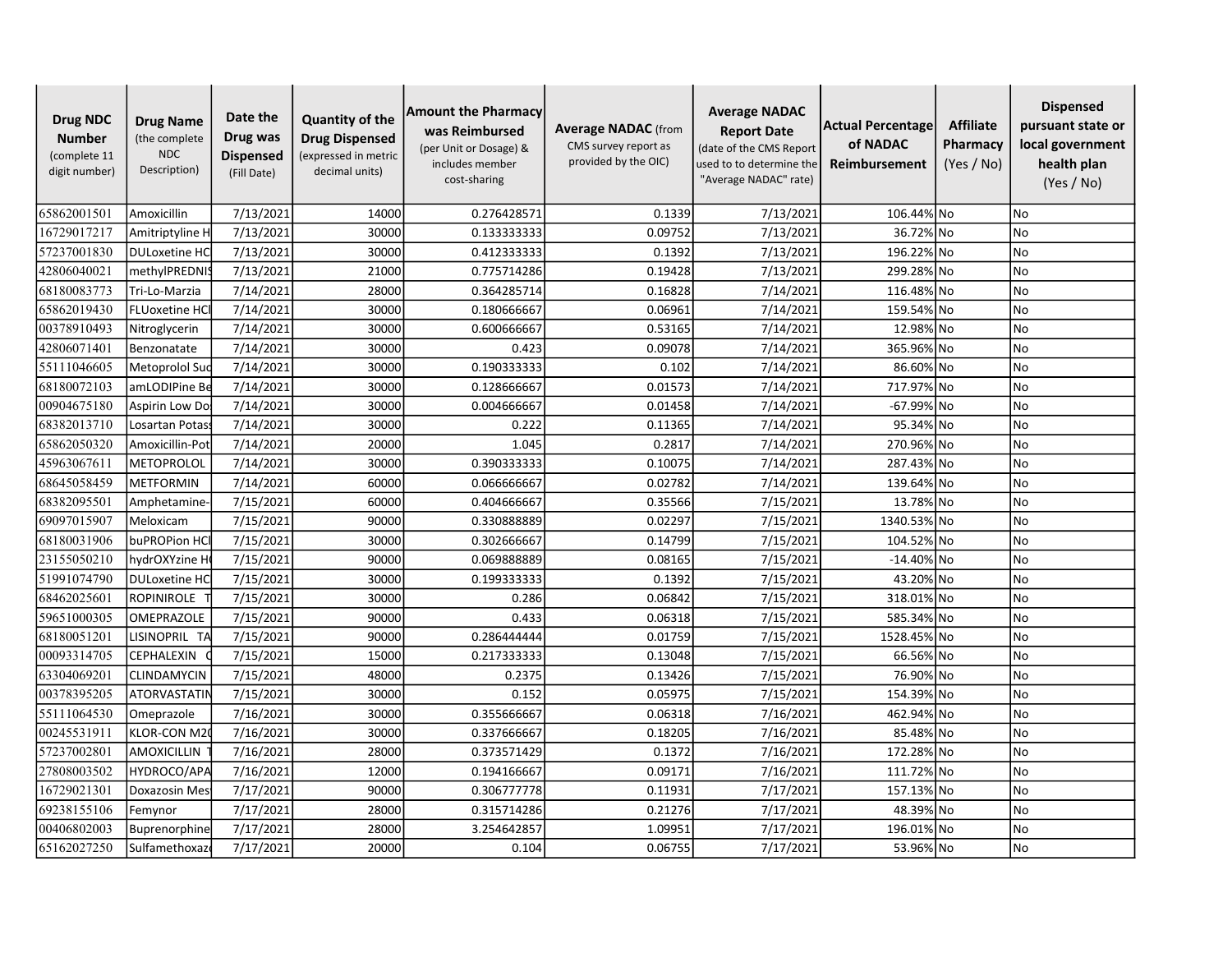| Drug NDC Number (complete 11 digit number) | Drug Name (the complete NDC Description) | Date the Drug was Dispensed (Fill Date) | Quantity of the Drug Dispensed (expressed in metric decimal units) | Amount the Pharmacy was Reimbursed (per Unit or Dosage) & includes member cost-sharing | Average NADAC (from CMS survey report as provided by the OIC) | Average NADAC Report Date (date of the CMS Report used to to determine the "Average NADAC" rate) | Actual Percentage of NADAC Reimbursement | Affiliate Pharmacy (Yes / No) | Dispensed pursuant state or local government health plan (Yes / No) |
|---|---|---|---|---|---|---|---|---|---|
| 65862001501 | Amoxicillin | 7/13/2021 | 14000 | 0.276428571 | 0.1339 | 7/13/2021 | 106.44% | No | No |
| 16729017217 | Amitriptyline H | 7/13/2021 | 30000 | 0.133333333 | 0.09752 | 7/13/2021 | 36.72% | No | No |
| 57237001830 | DULoxetine HC | 7/13/2021 | 30000 | 0.412333333 | 0.1392 | 7/13/2021 | 196.22% | No | No |
| 42806040021 | methylPREDNIS | 7/13/2021 | 21000 | 0.775714286 | 0.19428 | 7/13/2021 | 299.28% | No | No |
| 68180083773 | Tri-Lo-Marzia | 7/14/2021 | 28000 | 0.364285714 | 0.16828 | 7/14/2021 | 116.48% | No | No |
| 65862019430 | FLUoxetine HCl | 7/14/2021 | 30000 | 0.180666667 | 0.06961 | 7/14/2021 | 159.54% | No | No |
| 00378910493 | Nitroglycerin | 7/14/2021 | 30000 | 0.600666667 | 0.53165 | 7/14/2021 | 12.98% | No | No |
| 42806071401 | Benzonatate | 7/14/2021 | 30000 | 0.423 | 0.09078 | 7/14/2021 | 365.96% | No | No |
| 55111046605 | Metoprolol Suc | 7/14/2021 | 30000 | 0.190333333 | 0.102 | 7/14/2021 | 86.60% | No | No |
| 68180072103 | amLODIPine Be | 7/14/2021 | 30000 | 0.128666667 | 0.01573 | 7/14/2021 | 717.97% | No | No |
| 00904675180 | Aspirin Low Do | 7/14/2021 | 30000 | 0.004666667 | 0.01458 | 7/14/2021 | -67.99% | No | No |
| 68382013710 | Losartan Potas | 7/14/2021 | 30000 | 0.222 | 0.11365 | 7/14/2021 | 95.34% | No | No |
| 65862050320 | Amoxicillin-Pot | 7/14/2021 | 20000 | 1.045 | 0.2817 | 7/14/2021 | 270.96% | No | No |
| 45963067611 | METOPROLOL | 7/14/2021 | 30000 | 0.390333333 | 0.10075 | 7/14/2021 | 287.43% | No | No |
| 68645058459 | METFORMIN | 7/14/2021 | 60000 | 0.066666667 | 0.02782 | 7/14/2021 | 139.64% | No | No |
| 68382095501 | Amphetamine- | 7/15/2021 | 60000 | 0.404666667 | 0.35566 | 7/15/2021 | 13.78% | No | No |
| 69097015907 | Meloxicam | 7/15/2021 | 90000 | 0.330888889 | 0.02297 | 7/15/2021 | 1340.53% | No | No |
| 68180031906 | buPROPion HCl | 7/15/2021 | 30000 | 0.302666667 | 0.14799 | 7/15/2021 | 104.52% | No | No |
| 23155050210 | hydrOXYzine H | 7/15/2021 | 90000 | 0.069888889 | 0.08165 | 7/15/2021 | -14.40% | No | No |
| 51991074790 | DULoxetine HC | 7/15/2021 | 30000 | 0.199333333 | 0.1392 | 7/15/2021 | 43.20% | No | No |
| 68462025601 | ROPINIROLE T | 7/15/2021 | 30000 | 0.286 | 0.06842 | 7/15/2021 | 318.01% | No | No |
| 59651000305 | OMEPRAZOLE | 7/15/2021 | 90000 | 0.433 | 0.06318 | 7/15/2021 | 585.34% | No | No |
| 68180051201 | LISINOPRIL TA | 7/15/2021 | 90000 | 0.286444444 | 0.01759 | 7/15/2021 | 1528.45% | No | No |
| 00093314705 | CEPHALEXIN C | 7/15/2021 | 15000 | 0.217333333 | 0.13048 | 7/15/2021 | 66.56% | No | No |
| 63304069201 | CLINDAMYCIN | 7/15/2021 | 48000 | 0.2375 | 0.13426 | 7/15/2021 | 76.90% | No | No |
| 00378395205 | ATORVASTATIN | 7/15/2021 | 30000 | 0.152 | 0.05975 | 7/15/2021 | 154.39% | No | No |
| 55111064530 | Omeprazole | 7/16/2021 | 30000 | 0.355666667 | 0.06318 | 7/16/2021 | 462.94% | No | No |
| 00245531911 | KLOR-CON M20 | 7/16/2021 | 30000 | 0.337666667 | 0.18205 | 7/16/2021 | 85.48% | No | No |
| 57237002801 | AMOXICILLIN T | 7/16/2021 | 28000 | 0.373571429 | 0.1372 | 7/16/2021 | 172.28% | No | No |
| 27808003502 | HYDROCO/APA | 7/16/2021 | 12000 | 0.194166667 | 0.09171 | 7/16/2021 | 111.72% | No | No |
| 16729021301 | Doxazosin Mes | 7/17/2021 | 90000 | 0.306777778 | 0.11931 | 7/17/2021 | 157.13% | No | No |
| 69238155106 | Femynor | 7/17/2021 | 28000 | 0.315714286 | 0.21276 | 7/17/2021 | 48.39% | No | No |
| 00406802003 | Buprenorphine | 7/17/2021 | 28000 | 3.254642857 | 1.09951 | 7/17/2021 | 196.01% | No | No |
| 65162027250 | Sulfamethoxazo | 7/17/2021 | 20000 | 0.104 | 0.06755 | 7/17/2021 | 53.96% | No | No |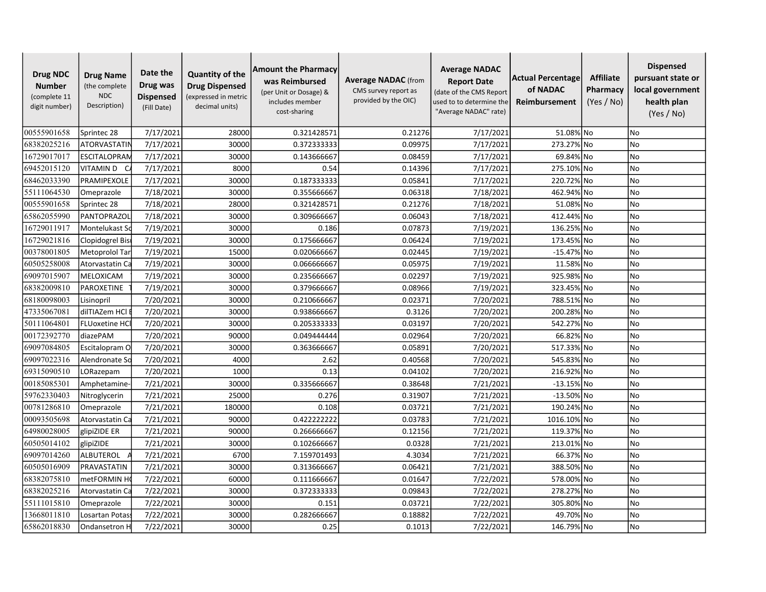| Drug NDC Number (complete 11 digit number) | Drug Name (the complete NDC Description) | Date the Drug was Dispensed (Fill Date) | Quantity of the Drug Dispensed (expressed in metric decimal units) | Amount the Pharmacy was Reimbursed (per Unit or Dosage) & includes member cost-sharing | Average NADAC (from CMS survey report as provided by the OIC) | Average NADAC Report Date (date of the CMS Report used to to determine the "Average NADAC" rate) | Actual Percentage of NADAC Reimbursement | Affiliate Pharmacy (Yes / No) | Dispensed pursuant state or local government health plan (Yes / No) |
|---|---|---|---|---|---|---|---|---|---|
| 00555901658 | Sprintec 28 | 7/17/2021 | 28000 | 0.321428571 | 0.21276 | 7/17/2021 | 51.08% | No | No |
| 68382025216 | ATORVASTATIN | 7/17/2021 | 30000 | 0.372333333 | 0.09975 | 7/17/2021 | 273.27% | No | No |
| 16729017017 | ESCITALOPRAM | 7/17/2021 | 30000 | 0.143666667 | 0.08459 | 7/17/2021 | 69.84% | No | No |
| 69452015120 | VITAMIN D C | 7/17/2021 | 8000 | 0.54 | 0.14396 | 7/17/2021 | 275.10% | No | No |
| 68462033390 | PRAMIPEXOLE | 7/17/2021 | 30000 | 0.187333333 | 0.05841 | 7/17/2021 | 220.72% | No | No |
| 55111064530 | Omeprazole | 7/18/2021 | 30000 | 0.355666667 | 0.06318 | 7/18/2021 | 462.94% | No | No |
| 00555901658 | Sprintec 28 | 7/18/2021 | 28000 | 0.321428571 | 0.21276 | 7/18/2021 | 51.08% | No | No |
| 65862055990 | PANTOPRAZOL | 7/18/2021 | 30000 | 0.309666667 | 0.06043 | 7/18/2021 | 412.44% | No | No |
| 16729011917 | Montelukast So | 7/19/2021 | 30000 | 0.186 | 0.07873 | 7/19/2021 | 136.25% | No | No |
| 16729021816 | Clopidogrel Bis | 7/19/2021 | 30000 | 0.175666667 | 0.06424 | 7/19/2021 | 173.45% | No | No |
| 00378001805 | Metoprolol Tar | 7/19/2021 | 15000 | 0.020666667 | 0.02445 | 7/19/2021 | -15.47% | No | No |
| 60505258008 | Atorvastatin Ca | 7/19/2021 | 30000 | 0.066666667 | 0.05975 | 7/19/2021 | 11.58% | No | No |
| 69097015907 | MELOXICAM | 7/19/2021 | 30000 | 0.235666667 | 0.02297 | 7/19/2021 | 925.98% | No | No |
| 68382009810 | PAROXETINE | 7/19/2021 | 30000 | 0.379666667 | 0.08966 | 7/19/2021 | 323.45% | No | No |
| 68180098003 | Lisinopril | 7/20/2021 | 30000 | 0.210666667 | 0.02371 | 7/20/2021 | 788.51% | No | No |
| 47335067081 | dilTIAZem HCl E | 7/20/2021 | 30000 | 0.938666667 | 0.3126 | 7/20/2021 | 200.28% | No | No |
| 50111064801 | FLUoxetine HCl | 7/20/2021 | 30000 | 0.205333333 | 0.03197 | 7/20/2021 | 542.27% | No | No |
| 00172392770 | diazePAM | 7/20/2021 | 90000 | 0.049444444 | 0.02964 | 7/20/2021 | 66.82% | No | No |
| 69097084805 | Escitalopram O | 7/20/2021 | 30000 | 0.363666667 | 0.05891 | 7/20/2021 | 517.33% | No | No |
| 69097022316 | Alendronate So | 7/20/2021 | 4000 | 2.62 | 0.40568 | 7/20/2021 | 545.83% | No | No |
| 69315090510 | LORazepam | 7/20/2021 | 1000 | 0.13 | 0.04102 | 7/20/2021 | 216.92% | No | No |
| 00185085301 | Amphetamine- | 7/21/2021 | 30000 | 0.335666667 | 0.38648 | 7/21/2021 | -13.15% | No | No |
| 59762330403 | Nitroglycerin | 7/21/2021 | 25000 | 0.276 | 0.31907 | 7/21/2021 | -13.50% | No | No |
| 00781286810 | Omeprazole | 7/21/2021 | 180000 | 0.108 | 0.03721 | 7/21/2021 | 190.24% | No | No |
| 00093505698 | Atorvastatin Ca | 7/21/2021 | 90000 | 0.422222222 | 0.03783 | 7/21/2021 | 1016.10% | No | No |
| 64980028005 | glipiZIDE ER | 7/21/2021 | 90000 | 0.266666667 | 0.12156 | 7/21/2021 | 119.37% | No | No |
| 60505014102 | glipiZIDE | 7/21/2021 | 30000 | 0.102666667 | 0.0328 | 7/21/2021 | 213.01% | No | No |
| 69097014260 | ALBUTEROL A | 7/21/2021 | 6700 | 7.159701493 | 4.3034 | 7/21/2021 | 66.37% | No | No |
| 60505016909 | PRAVASTATIN | 7/21/2021 | 30000 | 0.313666667 | 0.06421 | 7/21/2021 | 388.50% | No | No |
| 68382075810 | metFORMIN HC | 7/22/2021 | 60000 | 0.111666667 | 0.01647 | 7/22/2021 | 578.00% | No | No |
| 68382025216 | Atorvastatin Ca | 7/22/2021 | 30000 | 0.372333333 | 0.09843 | 7/22/2021 | 278.27% | No | No |
| 55111015810 | Omeprazole | 7/22/2021 | 30000 | 0.151 | 0.03721 | 7/22/2021 | 305.80% | No | No |
| 13668011810 | Losartan Potass | 7/22/2021 | 30000 | 0.282666667 | 0.18882 | 7/22/2021 | 49.70% | No | No |
| 65862018830 | Ondansetron H | 7/22/2021 | 30000 | 0.25 | 0.1013 | 7/22/2021 | 146.79% | No | No |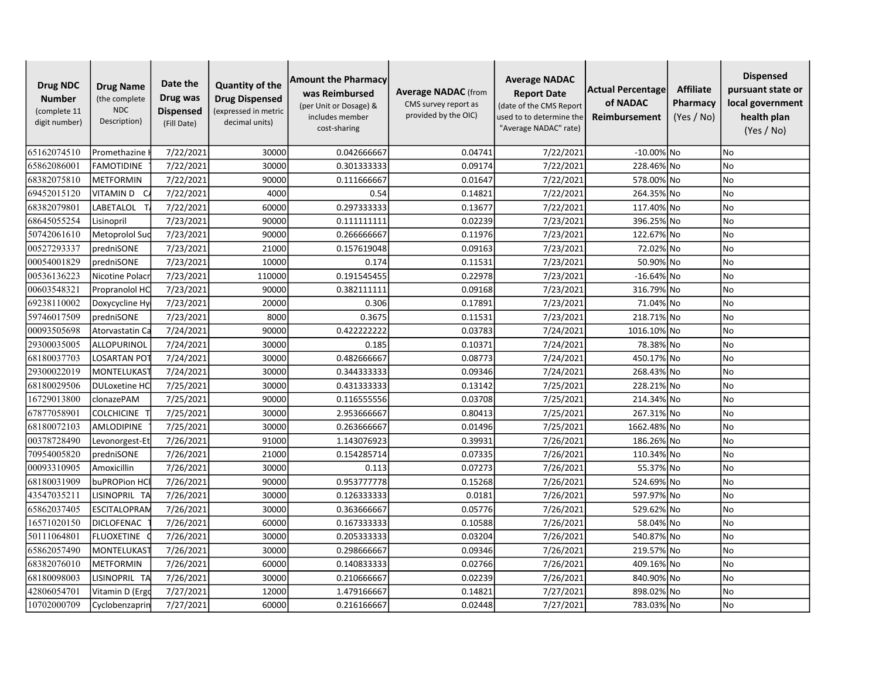| Drug NDC Number (complete 11 digit number) | Drug Name (the complete NDC Description) | Date the Drug was Dispensed (Fill Date) | Quantity of the Drug Dispensed (expressed in metric decimal units) | Amount the Pharmacy was Reimbursed (per Unit or Dosage) & includes member cost-sharing | Average NADAC (from CMS survey report as provided by the OIC) | Average NADAC Report Date (date of the CMS Report used to to determine the "Average NADAC" rate) | Actual Percentage of NADAC Reimbursement | Affiliate Pharmacy (Yes / No) | Dispensed pursuant state or local government health plan (Yes / No) |
|---|---|---|---|---|---|---|---|---|---|
| 65162074510 | Promethazine H | 7/22/2021 | 30000 | 0.042666667 | 0.04741 | 7/22/2021 | -10.00% | No | No |
| 65862086001 | FAMOTIDINE | 7/22/2021 | 30000 | 0.301333333 | 0.09174 | 7/22/2021 | 228.46% | No | No |
| 68382075810 | METFORMIN | 7/22/2021 | 90000 | 0.111666667 | 0.01647 | 7/22/2021 | 578.00% | No | No |
| 69452015120 | VITAMIN D C | 7/22/2021 | 4000 | 0.54 | 0.14821 | 7/22/2021 | 264.35% | No | No |
| 68382079801 | LABETALOL T | 7/22/2021 | 60000 | 0.297333333 | 0.13677 | 7/22/2021 | 117.40% | No | No |
| 68645055254 | Lisinopril | 7/23/2021 | 90000 | 0.111111111 | 0.02239 | 7/23/2021 | 396.25% | No | No |
| 50742061610 | Metoprolol Suc | 7/23/2021 | 90000 | 0.266666667 | 0.11976 | 7/23/2021 | 122.67% | No | No |
| 00527293337 | predniSONE | 7/23/2021 | 21000 | 0.157619048 | 0.09163 | 7/23/2021 | 72.02% | No | No |
| 00054001829 | predniSONE | 7/23/2021 | 10000 | 0.174 | 0.11531 | 7/23/2021 | 50.90% | No | No |
| 00536136223 | Nicotine Polacr | 7/23/2021 | 110000 | 0.191545455 | 0.22978 | 7/23/2021 | -16.64% | No | No |
| 00603548321 | Propranolol HC | 7/23/2021 | 90000 | 0.382111111 | 0.09168 | 7/23/2021 | 316.79% | No | No |
| 69238110002 | Doxycycline Hy | 7/23/2021 | 20000 | 0.306 | 0.17891 | 7/23/2021 | 71.04% | No | No |
| 59746017509 | predniSONE | 7/23/2021 | 8000 | 0.3675 | 0.11531 | 7/23/2021 | 218.71% | No | No |
| 00093505698 | Atorvastatin Ca | 7/24/2021 | 90000 | 0.422222222 | 0.03783 | 7/24/2021 | 1016.10% | No | No |
| 29300035005 | ALLOPURINOL | 7/24/2021 | 30000 | 0.185 | 0.10371 | 7/24/2021 | 78.38% | No | No |
| 68180037703 | LOSARTAN POT | 7/24/2021 | 30000 | 0.482666667 | 0.08773 | 7/24/2021 | 450.17% | No | No |
| 29300022019 | MONTELUKAST | 7/24/2021 | 30000 | 0.344333333 | 0.09346 | 7/24/2021 | 268.43% | No | No |
| 68180029506 | DULoxetine HC | 7/25/2021 | 30000 | 0.431333333 | 0.13142 | 7/25/2021 | 228.21% | No | No |
| 16729013800 | clonazePAM | 7/25/2021 | 90000 | 0.116555556 | 0.03708 | 7/25/2021 | 214.34% | No | No |
| 67877058901 | COLCHICINE T | 7/25/2021 | 30000 | 2.953666667 | 0.80413 | 7/25/2021 | 267.31% | No | No |
| 68180072103 | AMLODIPINE | 7/25/2021 | 30000 | 0.263666667 | 0.01496 | 7/25/2021 | 1662.48% | No | No |
| 00378728490 | Levonorgest-Et | 7/26/2021 | 91000 | 1.143076923 | 0.39931 | 7/26/2021 | 186.26% | No | No |
| 70954005820 | predniSONE | 7/26/2021 | 21000 | 0.154285714 | 0.07335 | 7/26/2021 | 110.34% | No | No |
| 00093310905 | Amoxicillin | 7/26/2021 | 30000 | 0.113 | 0.07273 | 7/26/2021 | 55.37% | No | No |
| 68180031909 | buPROPion HCl | 7/26/2021 | 90000 | 0.953777778 | 0.15268 | 7/26/2021 | 524.69% | No | No |
| 43547035211 | LISINOPRIL TA | 7/26/2021 | 30000 | 0.126333333 | 0.0181 | 7/26/2021 | 597.97% | No | No |
| 65862037405 | ESCITALOPRAM | 7/26/2021 | 30000 | 0.363666667 | 0.05776 | 7/26/2021 | 529.62% | No | No |
| 16571020150 | DICLOFENAC | 7/26/2021 | 60000 | 0.167333333 | 0.10588 | 7/26/2021 | 58.04% | No | No |
| 50111064801 | FLUOXETINE C | 7/26/2021 | 30000 | 0.205333333 | 0.03204 | 7/26/2021 | 540.87% | No | No |
| 65862057490 | MONTELUKAST | 7/26/2021 | 30000 | 0.298666667 | 0.09346 | 7/26/2021 | 219.57% | No | No |
| 68382076010 | METFORMIN | 7/26/2021 | 60000 | 0.140833333 | 0.02766 | 7/26/2021 | 409.16% | No | No |
| 68180098003 | LISINOPRIL TA | 7/26/2021 | 30000 | 0.210666667 | 0.02239 | 7/26/2021 | 840.90% | No | No |
| 42806054701 | Vitamin D (Ergo | 7/27/2021 | 12000 | 1.479166667 | 0.14821 | 7/27/2021 | 898.02% | No | No |
| 10702000709 | Cyclobenzaprin | 7/27/2021 | 60000 | 0.216166667 | 0.02448 | 7/27/2021 | 783.03% | No | No |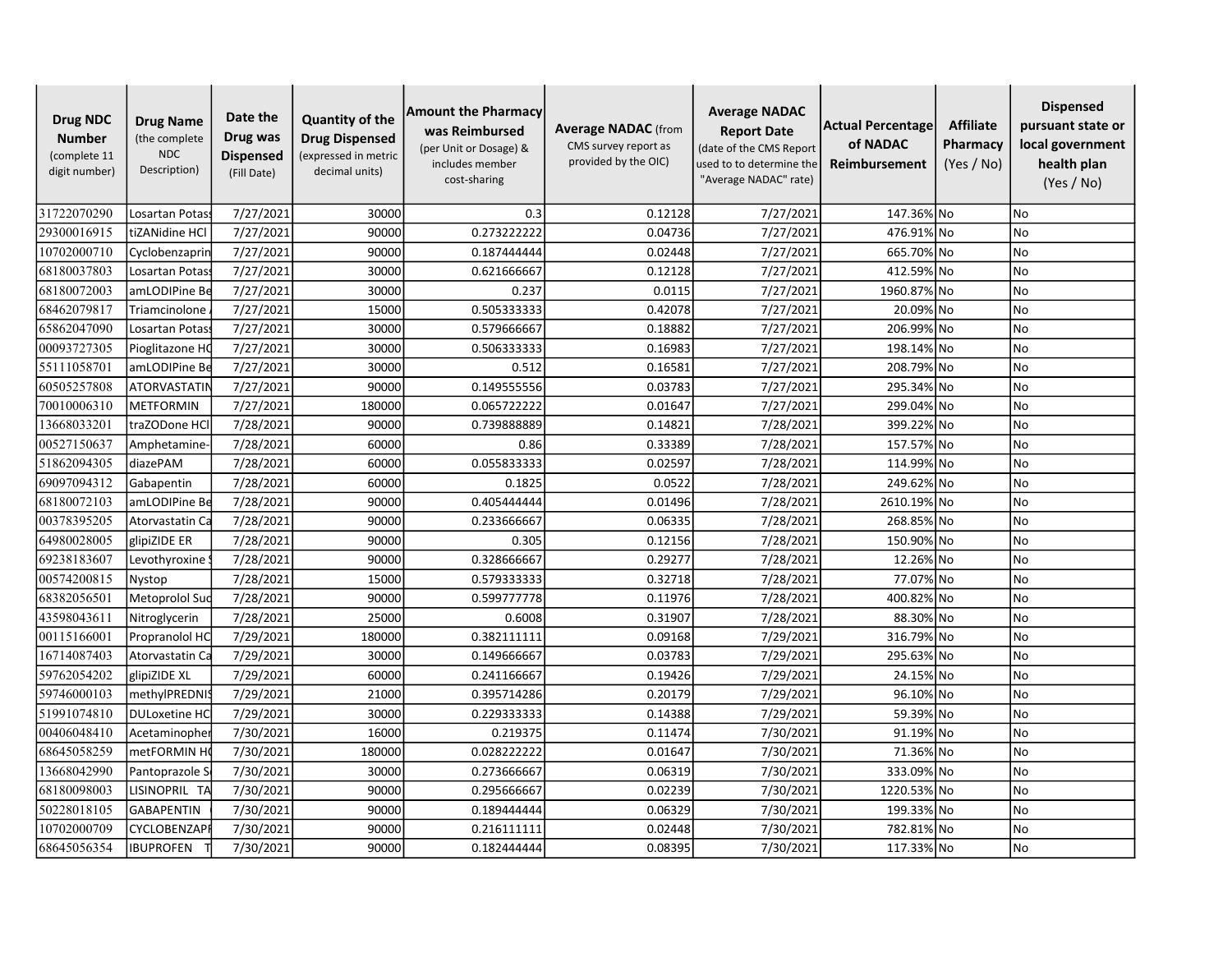| **Drug NDC Number** (complete 11 digit number) | **Drug Name** (the complete NDC Description) | **Date the Drug was Dispensed** (Fill Date) | **Quantity of the Drug Dispensed** (expressed in metric decimal units) | **Amount the Pharmacy was Reimbursed** (per Unit or Dosage) & includes member cost-sharing | **Average NADAC** (from CMS survey report as provided by the OIC) | **Average NADAC Report Date** (date of the CMS Report used to to determine the "Average NADAC" rate) | **Actual Percentage of NADAC Reimbursement** | **Affiliate Pharmacy** (Yes / No) | **Dispensed pursuant state or local government health plan** (Yes / No) |
|---|---|---|---|---|---|---|---|---|---|
| 31722070290 | Losartan Potass | 7/27/2021 | 30000 | 0.3 | 0.12128 | 7/27/2021 | 147.36% | No | No |
| 29300016915 | tiZANidine HCl | 7/27/2021 | 90000 | 0.273222222 | 0.04736 | 7/27/2021 | 476.91% | No | No |
| 10702000710 | Cyclobenzaprin | 7/27/2021 | 90000 | 0.187444444 | 0.02448 | 7/27/2021 | 665.70% | No | No |
| 68180037803 | Losartan Potass | 7/27/2021 | 30000 | 0.621666667 | 0.12128 | 7/27/2021 | 412.59% | No | No |
| 68180072003 | amLODIPine Be | 7/27/2021 | 30000 | 0.237 | 0.0115 | 7/27/2021 | 1960.87% | No | No |
| 68462079817 | Triamcinolone | 7/27/2021 | 15000 | 0.505333333 | 0.42078 | 7/27/2021 | 20.09% | No | No |
| 65862047090 | Losartan Potass | 7/27/2021 | 30000 | 0.579666667 | 0.18882 | 7/27/2021 | 206.99% | No | No |
| 00093727305 | Pioglitazone HC | 7/27/2021 | 30000 | 0.506333333 | 0.16983 | 7/27/2021 | 198.14% | No | No |
| 55111058701 | amLODIPine Be | 7/27/2021 | 30000 | 0.512 | 0.16581 | 7/27/2021 | 208.79% | No | No |
| 60505257808 | ATORVASTATIN | 7/27/2021 | 90000 | 0.149555556 | 0.03783 | 7/27/2021 | 295.34% | No | No |
| 70010006310 | METFORMIN | 7/27/2021 | 180000 | 0.065722222 | 0.01647 | 7/27/2021 | 299.04% | No | No |
| 13668033201 | traZODone HCl | 7/28/2021 | 90000 | 0.739888889 | 0.14821 | 7/28/2021 | 399.22% | No | No |
| 00527150637 | Amphetamine- | 7/28/2021 | 60000 | 0.86 | 0.33389 | 7/28/2021 | 157.57% | No | No |
| 51862094305 | diazePAM | 7/28/2021 | 60000 | 0.055833333 | 0.02597 | 7/28/2021 | 114.99% | No | No |
| 69097094312 | Gabapentin | 7/28/2021 | 60000 | 0.1825 | 0.0522 | 7/28/2021 | 249.62% | No | No |
| 68180072103 | amLODIPine Be | 7/28/2021 | 90000 | 0.405444444 | 0.01496 | 7/28/2021 | 2610.19% | No | No |
| 00378395205 | Atorvastatin Ca | 7/28/2021 | 90000 | 0.233666667 | 0.06335 | 7/28/2021 | 268.85% | No | No |
| 64980028005 | glipiZIDE ER | 7/28/2021 | 90000 | 0.305 | 0.12156 | 7/28/2021 | 150.90% | No | No |
| 69238183607 | Levothyroxine | 7/28/2021 | 90000 | 0.328666667 | 0.29277 | 7/28/2021 | 12.26% | No | No |
| 00574200815 | Nystop | 7/28/2021 | 15000 | 0.579333333 | 0.32718 | 7/28/2021 | 77.07% | No | No |
| 68382056501 | Metoprolol Suc | 7/28/2021 | 90000 | 0.599777778 | 0.11976 | 7/28/2021 | 400.82% | No | No |
| 43598043611 | Nitroglycerin | 7/28/2021 | 25000 | 0.6008 | 0.31907 | 7/28/2021 | 88.30% | No | No |
| 00115166001 | Propranolol HC | 7/29/2021 | 180000 | 0.382111111 | 0.09168 | 7/29/2021 | 316.79% | No | No |
| 16714087403 | Atorvastatin Ca | 7/29/2021 | 30000 | 0.149666667 | 0.03783 | 7/29/2021 | 295.63% | No | No |
| 59762054202 | glipiZIDE XL | 7/29/2021 | 60000 | 0.241166667 | 0.19426 | 7/29/2021 | 24.15% | No | No |
| 59746000103 | methylPREDNIS | 7/29/2021 | 21000 | 0.395714286 | 0.20179 | 7/29/2021 | 96.10% | No | No |
| 51991074810 | DULoxetine HC | 7/29/2021 | 30000 | 0.229333333 | 0.14388 | 7/29/2021 | 59.39% | No | No |
| 00406048410 | Acetaminophen | 7/30/2021 | 16000 | 0.219375 | 0.11474 | 7/30/2021 | 91.19% | No | No |
| 68645058259 | metFORMIN HC | 7/30/2021 | 180000 | 0.028222222 | 0.01647 | 7/30/2021 | 71.36% | No | No |
| 13668042990 | Pantoprazole S | 7/30/2021 | 30000 | 0.273666667 | 0.06319 | 7/30/2021 | 333.09% | No | No |
| 68180098003 | LISINOPRIL TA | 7/30/2021 | 90000 | 0.295666667 | 0.02239 | 7/30/2021 | 1220.53% | No | No |
| 50228018105 | GABAPENTIN | 7/30/2021 | 90000 | 0.189444444 | 0.06329 | 7/30/2021 | 199.33% | No | No |
| 10702000709 | CYCLOBENZAPR | 7/30/2021 | 90000 | 0.216111111 | 0.02448 | 7/30/2021 | 782.81% | No | No |
| 68645056354 | IBUPROFEN T | 7/30/2021 | 90000 | 0.182444444 | 0.08395 | 7/30/2021 | 117.33% | No | No |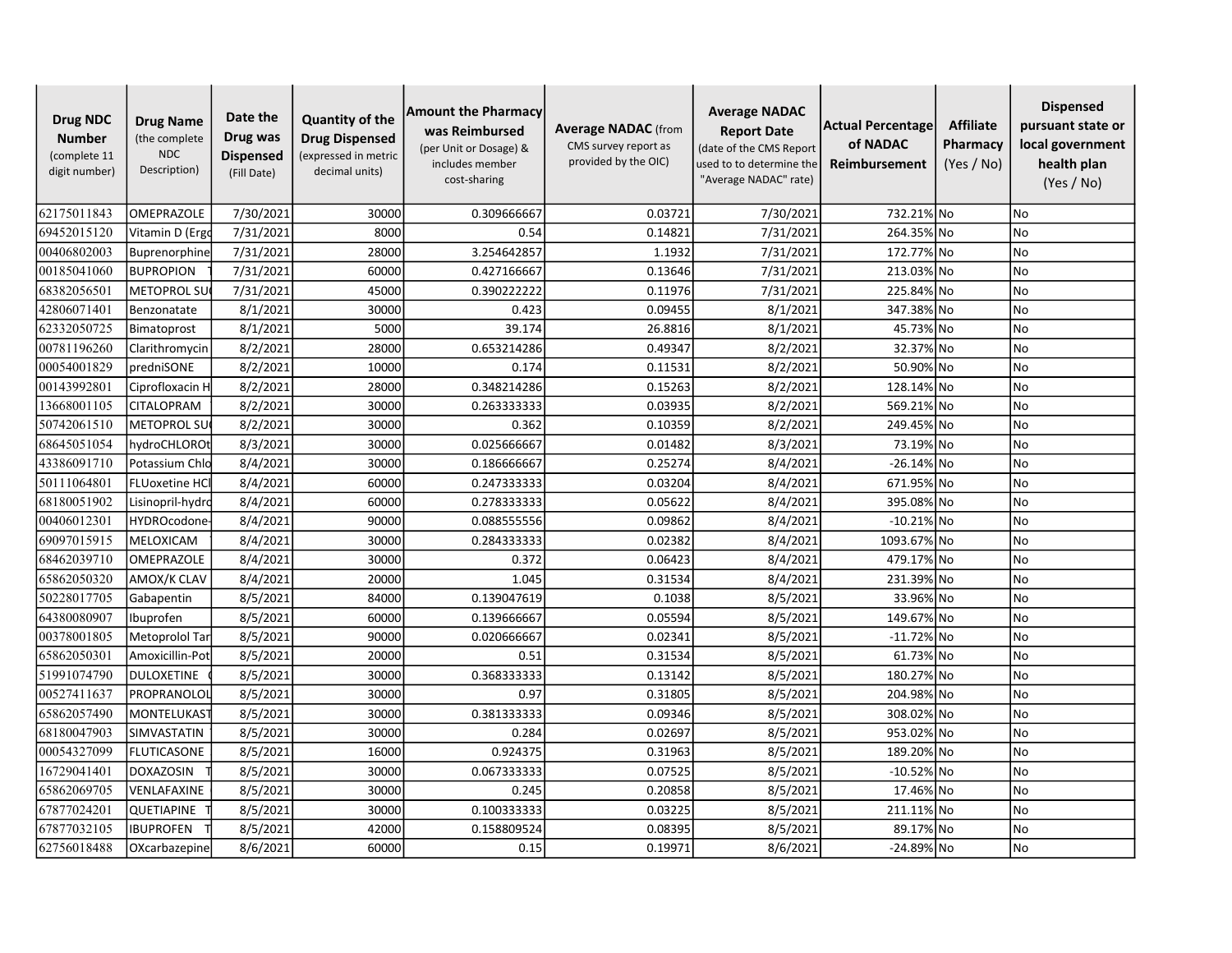| Drug NDC Number (complete 11 digit number) | Drug Name (the complete NDC Description) | Date the Drug was Dispensed (Fill Date) | Quantity of the Drug Dispensed (expressed in metric decimal units) | Amount the Pharmacy was Reimbursed (per Unit or Dosage) & includes member cost-sharing | Average NADAC (from CMS survey report as provided by the OIC) | Average NADAC Report Date (date of the CMS Report used to to determine the "Average NADAC" rate) | Actual Percentage of NADAC Reimbursement | Affiliate Pharmacy (Yes / No) | Dispensed pursuant state or local government health plan (Yes / No) |
|---|---|---|---|---|---|---|---|---|---|
| 62175011843 | OMEPRAZOLE | 7/30/2021 | 30000 | 0.309666667 | 0.03721 | 7/30/2021 | 732.21% | No | No |
| 69452015120 | Vitamin D (Ergo | 7/31/2021 | 8000 | 0.54 | 0.14821 | 7/31/2021 | 264.35% | No | No |
| 00406802003 | Buprenorphine | 7/31/2021 | 28000 | 3.254642857 | 1.1932 | 7/31/2021 | 172.77% | No | No |
| 00185041060 | BUPROPION | 7/31/2021 | 60000 | 0.427166667 | 0.13646 | 7/31/2021 | 213.03% | No | No |
| 68382056501 | METOPROL SU | 7/31/2021 | 45000 | 0.390222222 | 0.11976 | 7/31/2021 | 225.84% | No | No |
| 42806071401 | Benzonatate | 8/1/2021 | 30000 | 0.423 | 0.09455 | 8/1/2021 | 347.38% | No | No |
| 62332050725 | Bimatoprost | 8/1/2021 | 5000 | 39.174 | 26.8816 | 8/1/2021 | 45.73% | No | No |
| 00781196260 | Clarithromycin | 8/2/2021 | 28000 | 0.653214286 | 0.49347 | 8/2/2021 | 32.37% | No | No |
| 00054001829 | predniSONE | 8/2/2021 | 10000 | 0.174 | 0.11531 | 8/2/2021 | 50.90% | No | No |
| 00143992801 | Ciprofloxacin H | 8/2/2021 | 28000 | 0.348214286 | 0.15263 | 8/2/2021 | 128.14% | No | No |
| 13668001105 | CITALOPRAM | 8/2/2021 | 30000 | 0.263333333 | 0.03935 | 8/2/2021 | 569.21% | No | No |
| 50742061510 | METOPROL SU | 8/2/2021 | 30000 | 0.362 | 0.10359 | 8/2/2021 | 249.45% | No | No |
| 68645051054 | hydroCHLOROt | 8/3/2021 | 30000 | 0.025666667 | 0.01482 | 8/3/2021 | 73.19% | No | No |
| 43386091710 | Potassium Chlo | 8/4/2021 | 30000 | 0.186666667 | 0.25274 | 8/4/2021 | -26.14% | No | No |
| 50111064801 | FLUoxetine HCl | 8/4/2021 | 60000 | 0.247333333 | 0.03204 | 8/4/2021 | 671.95% | No | No |
| 68180051902 | Lisinopril-hydro | 8/4/2021 | 60000 | 0.278333333 | 0.05622 | 8/4/2021 | 395.08% | No | No |
| 00406012301 | HYDROcodone- | 8/4/2021 | 90000 | 0.088555556 | 0.09862 | 8/4/2021 | -10.21% | No | No |
| 69097015915 | MELOXICAM | 8/4/2021 | 30000 | 0.284333333 | 0.02382 | 8/4/2021 | 1093.67% | No | No |
| 68462039710 | OMEPRAZOLE | 8/4/2021 | 30000 | 0.372 | 0.06423 | 8/4/2021 | 479.17% | No | No |
| 65862050320 | AMOX/K CLAV | 8/4/2021 | 20000 | 1.045 | 0.31534 | 8/4/2021 | 231.39% | No | No |
| 50228017705 | Gabapentin | 8/5/2021 | 84000 | 0.139047619 | 0.1038 | 8/5/2021 | 33.96% | No | No |
| 64380080907 | Ibuprofen | 8/5/2021 | 60000 | 0.139666667 | 0.05594 | 8/5/2021 | 149.67% | No | No |
| 00378001805 | Metoprolol Tar | 8/5/2021 | 90000 | 0.020666667 | 0.02341 | 8/5/2021 | -11.72% | No | No |
| 65862050301 | Amoxicillin-Pot | 8/5/2021 | 20000 | 0.51 | 0.31534 | 8/5/2021 | 61.73% | No | No |
| 51991074790 | DULOXETINE | 8/5/2021 | 30000 | 0.368333333 | 0.13142 | 8/5/2021 | 180.27% | No | No |
| 00527411637 | PROPRANOLOL | 8/5/2021 | 30000 | 0.97 | 0.31805 | 8/5/2021 | 204.98% | No | No |
| 65862057490 | MONTELUKAST | 8/5/2021 | 30000 | 0.381333333 | 0.09346 | 8/5/2021 | 308.02% | No | No |
| 68180047903 | SIMVASTATIN | 8/5/2021 | 30000 | 0.284 | 0.02697 | 8/5/2021 | 953.02% | No | No |
| 00054327099 | FLUTICASONE | 8/5/2021 | 16000 | 0.924375 | 0.31963 | 8/5/2021 | 189.20% | No | No |
| 16729041401 | DOXAZOSIN | 8/5/2021 | 30000 | 0.067333333 | 0.07525 | 8/5/2021 | -10.52% | No | No |
| 65862069705 | VENLAFAXINE | 8/5/2021 | 30000 | 0.245 | 0.20858 | 8/5/2021 | 17.46% | No | No |
| 67877024201 | QUETIAPINE | 8/5/2021 | 30000 | 0.100333333 | 0.03225 | 8/5/2021 | 211.11% | No | No |
| 67877032105 | IBUPROFEN | 8/5/2021 | 42000 | 0.158809524 | 0.08395 | 8/5/2021 | 89.17% | No | No |
| 62756018488 | OXcarbazepine | 8/6/2021 | 60000 | 0.15 | 0.19971 | 8/6/2021 | -24.89% | No | No |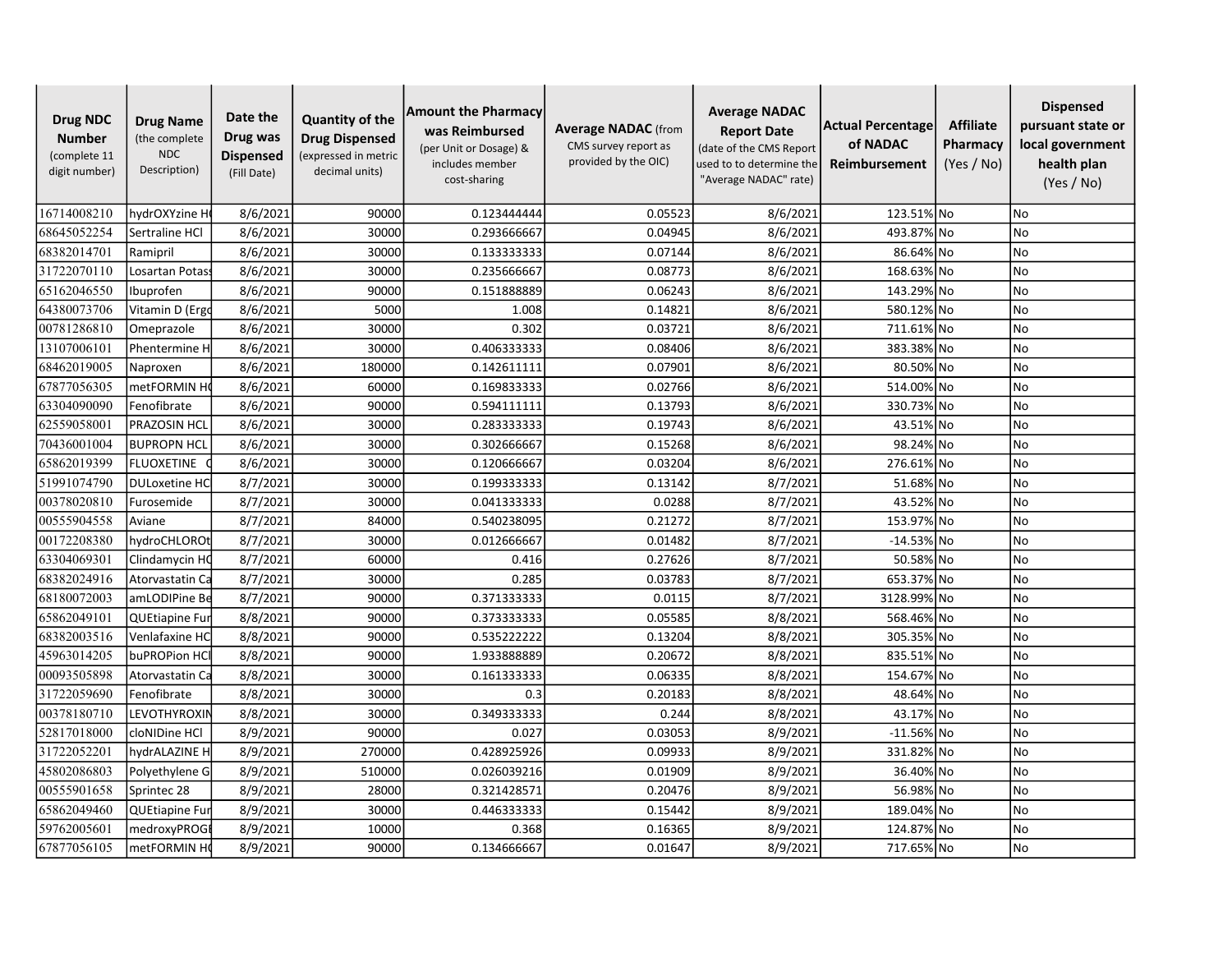| Drug NDC Number (complete 11 digit number) | Drug Name (the complete NDC Description) | Date the Drug was Dispensed (Fill Date) | Quantity of the Drug Dispensed (expressed in metric decimal units) | Amount the Pharmacy was Reimbursed (per Unit or Dosage) & includes member cost-sharing | Average NADAC (from CMS survey report as provided by the OIC) | Average NADAC Report Date (date of the CMS Report used to to determine the "Average NADAC" rate) | Actual Percentage of NADAC Reimbursement | Affiliate Pharmacy (Yes / No) | Dispensed pursuant state or local government health plan (Yes / No) |
|---|---|---|---|---|---|---|---|---|---|
| 16714008210 | hydrOXYzine H | 8/6/2021 | 90000 | 0.123444444 | 0.05523 | 8/6/2021 | 123.51% | No | No |
| 68645052254 | Sertraline HCl | 8/6/2021 | 30000 | 0.293666667 | 0.04945 | 8/6/2021 | 493.87% | No | No |
| 68382014701 | Ramipril | 8/6/2021 | 30000 | 0.133333333 | 0.07144 | 8/6/2021 | 86.64% | No | No |
| 31722070110 | Losartan Potas | 8/6/2021 | 30000 | 0.235666667 | 0.08773 | 8/6/2021 | 168.63% | No | No |
| 65162046550 | Ibuprofen | 8/6/2021 | 90000 | 0.151888889 | 0.06243 | 8/6/2021 | 143.29% | No | No |
| 64380073706 | Vitamin D (Ergo | 8/6/2021 | 5000 | 1.008 | 0.14821 | 8/6/2021 | 580.12% | No | No |
| 00781286810 | Omeprazole | 8/6/2021 | 30000 | 0.302 | 0.03721 | 8/6/2021 | 711.61% | No | No |
| 13107006101 | Phentermine H | 8/6/2021 | 30000 | 0.406333333 | 0.08406 | 8/6/2021 | 383.38% | No | No |
| 68462019005 | Naproxen | 8/6/2021 | 180000 | 0.142611111 | 0.07901 | 8/6/2021 | 80.50% | No | No |
| 67877056305 | metFORMIN H | 8/6/2021 | 60000 | 0.169833333 | 0.02766 | 8/6/2021 | 514.00% | No | No |
| 63304090090 | Fenofibrate | 8/6/2021 | 90000 | 0.594111111 | 0.13793 | 8/6/2021 | 330.73% | No | No |
| 62559058001 | PRAZOSIN HCL | 8/6/2021 | 30000 | 0.283333333 | 0.19743 | 8/6/2021 | 43.51% | No | No |
| 70436001004 | BUPROPN HCL | 8/6/2021 | 30000 | 0.302666667 | 0.15268 | 8/6/2021 | 98.24% | No | No |
| 65862019399 | FLUOXETINE | 8/6/2021 | 30000 | 0.120666667 | 0.03204 | 8/6/2021 | 276.61% | No | No |
| 51991074790 | DULoxetine HC | 8/7/2021 | 30000 | 0.199333333 | 0.13142 | 8/7/2021 | 51.68% | No | No |
| 00378020810 | Furosemide | 8/7/2021 | 30000 | 0.041333333 | 0.0288 | 8/7/2021 | 43.52% | No | No |
| 00555904558 | Aviane | 8/7/2021 | 84000 | 0.540238095 | 0.21272 | 8/7/2021 | 153.97% | No | No |
| 00172208380 | hydroCHLOROt | 8/7/2021 | 30000 | 0.012666667 | 0.01482 | 8/7/2021 | -14.53% | No | No |
| 63304069301 | Clindamycin HC | 8/7/2021 | 60000 | 0.416 | 0.27626 | 8/7/2021 | 50.58% | No | No |
| 68382024916 | Atorvastatin Ca | 8/7/2021 | 30000 | 0.285 | 0.03783 | 8/7/2021 | 653.37% | No | No |
| 68180072003 | amLODIPine Be | 8/7/2021 | 90000 | 0.371333333 | 0.0115 | 8/7/2021 | 3128.99% | No | No |
| 65862049101 | QUEtiapine Fur | 8/8/2021 | 90000 | 0.373333333 | 0.05585 | 8/8/2021 | 568.46% | No | No |
| 68382003516 | Venlafaxine HC | 8/8/2021 | 90000 | 0.535222222 | 0.13204 | 8/8/2021 | 305.35% | No | No |
| 45963014205 | buPROPion HCl | 8/8/2021 | 90000 | 1.933888889 | 0.20672 | 8/8/2021 | 835.51% | No | No |
| 00093505898 | Atorvastatin Ca | 8/8/2021 | 30000 | 0.161333333 | 0.06335 | 8/8/2021 | 154.67% | No | No |
| 31722059690 | Fenofibrate | 8/8/2021 | 30000 | 0.3 | 0.20183 | 8/8/2021 | 48.64% | No | No |
| 00378180710 | LEVOTHYROXIN | 8/8/2021 | 30000 | 0.349333333 | 0.244 | 8/8/2021 | 43.17% | No | No |
| 52817018000 | cloNIDine HCl | 8/9/2021 | 90000 | 0.027 | 0.03053 | 8/9/2021 | -11.56% | No | No |
| 31722052201 | hydrALAZINE H | 8/9/2021 | 270000 | 0.428925926 | 0.09933 | 8/9/2021 | 331.82% | No | No |
| 45802086803 | Polyethylene G | 8/9/2021 | 510000 | 0.026039216 | 0.01909 | 8/9/2021 | 36.40% | No | No |
| 00555901658 | Sprintec 28 | 8/9/2021 | 28000 | 0.321428571 | 0.20476 | 8/9/2021 | 56.98% | No | No |
| 65862049460 | QUEtiapine Fur | 8/9/2021 | 30000 | 0.446333333 | 0.15442 | 8/9/2021 | 189.04% | No | No |
| 59762005601 | medroxyPROG | 8/9/2021 | 10000 | 0.368 | 0.16365 | 8/9/2021 | 124.87% | No | No |
| 67877056105 | metFORMIN H | 8/9/2021 | 90000 | 0.134666667 | 0.01647 | 8/9/2021 | 717.65% | No | No |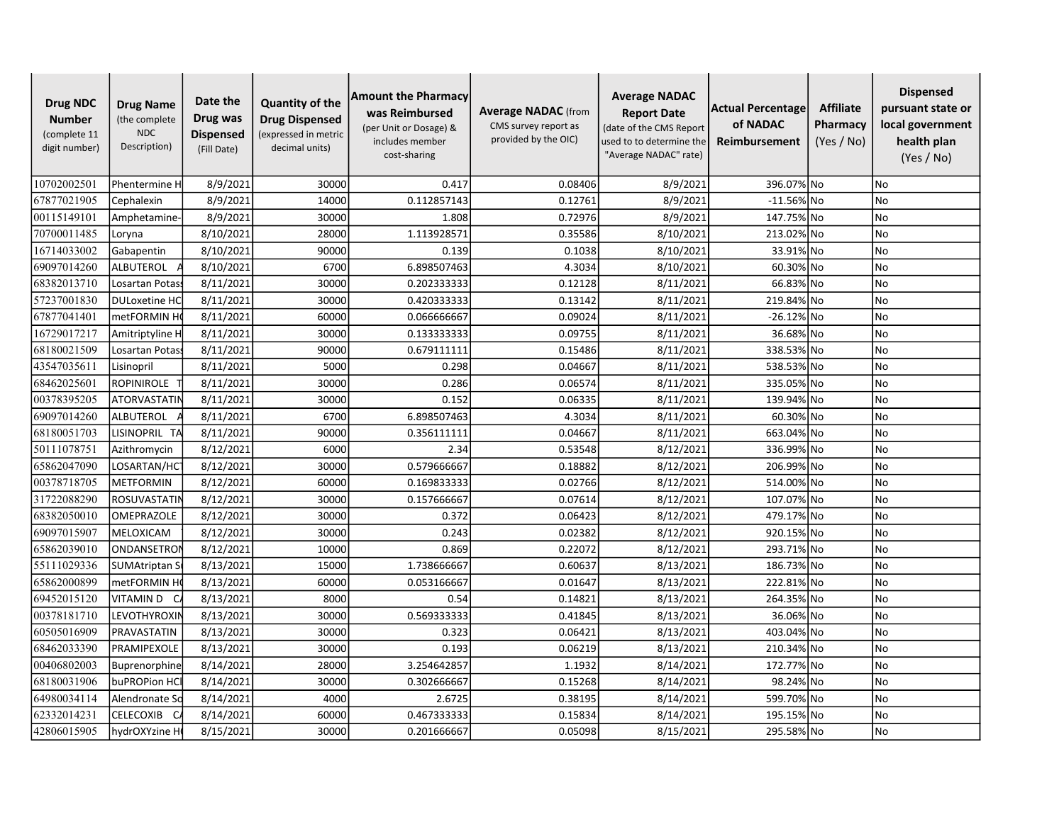| Drug NDC Number (complete 11 digit number) | Drug Name (the complete NDC Description) | Date the Drug was Dispensed (Fill Date) | Quantity of the Drug Dispensed (expressed in metric decimal units) | Amount the Pharmacy was Reimbursed (per Unit or Dosage) & includes member cost-sharing | Average NADAC (from CMS survey report as provided by the OIC) | Average NADAC Report Date (date of the CMS Report used to to determine the "Average NADAC" rate) | Actual Percentage of NADAC Reimbursement | Affiliate Pharmacy (Yes / No) | Dispensed pursuant state or local government health plan (Yes / No) |
|---|---|---|---|---|---|---|---|---|---|
| 10702002501 | Phentermine H | 8/9/2021 | 30000 | 0.417 | 0.08406 | 8/9/2021 | 396.07% | No | No |
| 67877021905 | Cephalexin | 8/9/2021 | 14000 | 0.112857143 | 0.12761 | 8/9/2021 | -11.56% | No | No |
| 00115149101 | Amphetamine- | 8/9/2021 | 30000 | 1.808 | 0.72976 | 8/9/2021 | 147.75% | No | No |
| 70700011485 | Loryna | 8/10/2021 | 28000 | 1.113928571 | 0.35586 | 8/10/2021 | 213.02% | No | No |
| 16714033002 | Gabapentin | 8/10/2021 | 90000 | 0.139 | 0.1038 | 8/10/2021 | 33.91% | No | No |
| 69097014260 | ALBUTEROL A | 8/10/2021 | 6700 | 6.898507463 | 4.3034 | 8/10/2021 | 60.30% | No | No |
| 68382013710 | Losartan Potas | 8/11/2021 | 30000 | 0.202333333 | 0.12128 | 8/11/2021 | 66.83% | No | No |
| 57237001830 | DULoxetine HC | 8/11/2021 | 30000 | 0.420333333 | 0.13142 | 8/11/2021 | 219.84% | No | No |
| 67877041401 | metFORMIN H | 8/11/2021 | 60000 | 0.066666667 | 0.09024 | 8/11/2021 | -26.12% | No | No |
| 16729017217 | Amitriptyline H | 8/11/2021 | 30000 | 0.133333333 | 0.09755 | 8/11/2021 | 36.68% | No | No |
| 68180021509 | Losartan Potas | 8/11/2021 | 90000 | 0.679111111 | 0.15486 | 8/11/2021 | 338.53% | No | No |
| 43547035611 | Lisinopril | 8/11/2021 | 5000 | 0.298 | 0.04667 | 8/11/2021 | 538.53% | No | No |
| 68462025601 | ROPINIROLE T | 8/11/2021 | 30000 | 0.286 | 0.06574 | 8/11/2021 | 335.05% | No | No |
| 00378395205 | ATORVASTATIN | 8/11/2021 | 30000 | 0.152 | 0.06335 | 8/11/2021 | 139.94% | No | No |
| 69097014260 | ALBUTEROL A | 8/11/2021 | 6700 | 6.898507463 | 4.3034 | 8/11/2021 | 60.30% | No | No |
| 68180051703 | LISINOPRIL TA | 8/11/2021 | 90000 | 0.356111111 | 0.04667 | 8/11/2021 | 663.04% | No | No |
| 50111078751 | Azithromycin | 8/12/2021 | 6000 | 2.34 | 0.53548 | 8/12/2021 | 336.99% | No | No |
| 65862047090 | LOSARTAN/HC | 8/12/2021 | 30000 | 0.579666667 | 0.18882 | 8/12/2021 | 206.99% | No | No |
| 00378718705 | METFORMIN | 8/12/2021 | 60000 | 0.169833333 | 0.02766 | 8/12/2021 | 514.00% | No | No |
| 31722088290 | ROSUVASTATIN | 8/12/2021 | 30000 | 0.157666667 | 0.07614 | 8/12/2021 | 107.07% | No | No |
| 68382050010 | OMEPRAZOLE | 8/12/2021 | 30000 | 0.372 | 0.06423 | 8/12/2021 | 479.17% | No | No |
| 69097015907 | MELOXICAM | 8/12/2021 | 30000 | 0.243 | 0.02382 | 8/12/2021 | 920.15% | No | No |
| 65862039010 | ONDANSETRON | 8/12/2021 | 10000 | 0.869 | 0.22072 | 8/12/2021 | 293.71% | No | No |
| 55111029336 | SUMAtriptan S | 8/13/2021 | 15000 | 1.738666667 | 0.60637 | 8/13/2021 | 186.73% | No | No |
| 65862000899 | metFORMIN H | 8/13/2021 | 60000 | 0.053166667 | 0.01647 | 8/13/2021 | 222.81% | No | No |
| 69452015120 | VITAMIN D C | 8/13/2021 | 8000 | 0.54 | 0.14821 | 8/13/2021 | 264.35% | No | No |
| 00378181710 | LEVOTHYROXIN | 8/13/2021 | 30000 | 0.569333333 | 0.41845 | 8/13/2021 | 36.06% | No | No |
| 60505016909 | PRAVASTATIN | 8/13/2021 | 30000 | 0.323 | 0.06421 | 8/13/2021 | 403.04% | No | No |
| 68462033390 | PRAMIPEXOLE | 8/13/2021 | 30000 | 0.193 | 0.06219 | 8/13/2021 | 210.34% | No | No |
| 00406802003 | Buprenorphine | 8/14/2021 | 28000 | 3.254642857 | 1.1932 | 8/14/2021 | 172.77% | No | No |
| 68180031906 | buPROPion HCl | 8/14/2021 | 30000 | 0.302666667 | 0.15268 | 8/14/2021 | 98.24% | No | No |
| 64980034114 | Alendronate So | 8/14/2021 | 4000 | 2.6725 | 0.38195 | 8/14/2021 | 599.70% | No | No |
| 62332014231 | CELECOXIB C | 8/14/2021 | 60000 | 0.467333333 | 0.15834 | 8/14/2021 | 195.15% | No | No |
| 42806015905 | hydrOXYzine H | 8/15/2021 | 30000 | 0.201666667 | 0.05098 | 8/15/2021 | 295.58% | No | No |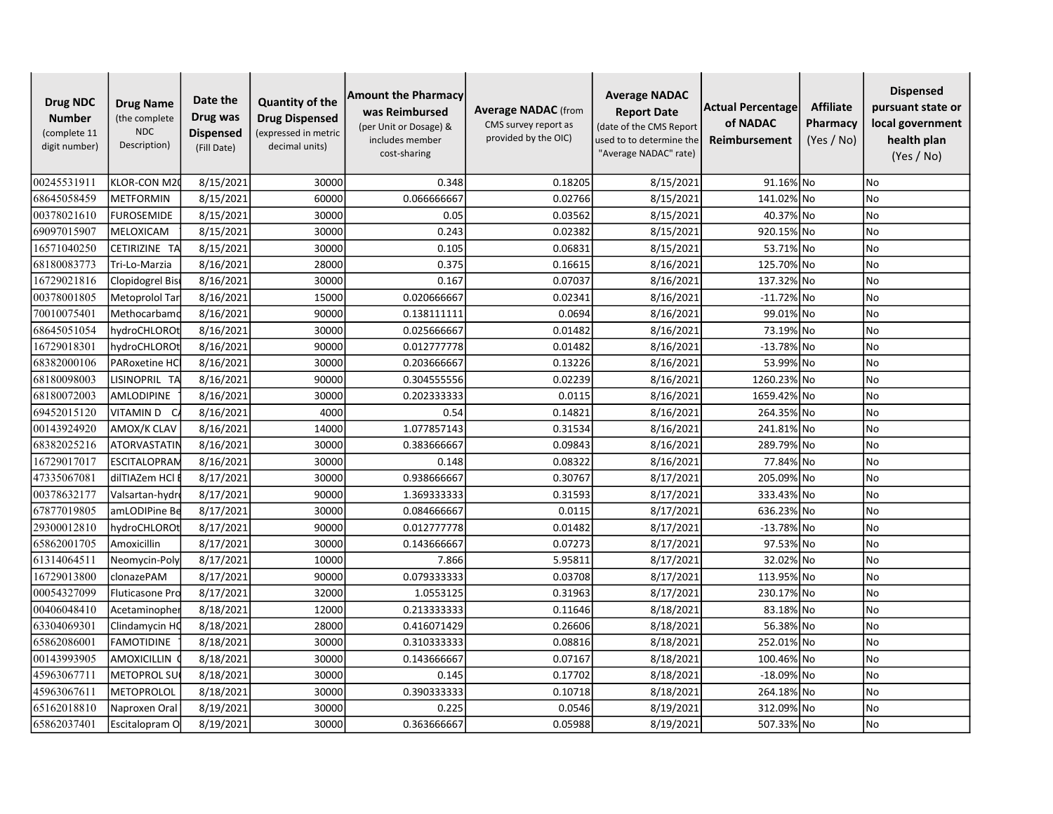| Drug NDC Number (complete 11 digit number) | Drug Name (the complete NDC Description) | Date the Drug was Dispensed (Fill Date) | Quantity of the Drug Dispensed (expressed in metric decimal units) | Amount the Pharmacy was Reimbursed (per Unit or Dosage) & includes member cost-sharing | Average NADAC (from CMS survey report as provided by the OIC) | Average NADAC Report Date (date of the CMS Report used to to determine the "Average NADAC" rate) | Actual Percentage of NADAC Reimbursement | Affiliate Pharmacy (Yes / No) | Dispensed pursuant state or local government health plan (Yes / No) |
|---|---|---|---|---|---|---|---|---|---|
| 00245531911 | KLOR-CON M20 | 8/15/2021 | 30000 | 0.348 | 0.18205 | 8/15/2021 | 91.16% | No | No |
| 68645058459 | METFORMIN | 8/15/2021 | 60000 | 0.066666667 | 0.02766 | 8/15/2021 | 141.02% | No | No |
| 00378021610 | FUROSEMIDE | 8/15/2021 | 30000 | 0.05 | 0.03562 | 8/15/2021 | 40.37% | No | No |
| 69097015907 | MELOXICAM | 8/15/2021 | 30000 | 0.243 | 0.02382 | 8/15/2021 | 920.15% | No | No |
| 16571040250 | CETIRIZINE TA | 8/15/2021 | 30000 | 0.105 | 0.06831 | 8/15/2021 | 53.71% | No | No |
| 68180083773 | Tri-Lo-Marzia | 8/16/2021 | 28000 | 0.375 | 0.16615 | 8/16/2021 | 125.70% | No | No |
| 16729021816 | Clopidogrel Bis | 8/16/2021 | 30000 | 0.167 | 0.07037 | 8/16/2021 | 137.32% | No | No |
| 00378001805 | Metoprolol Tar | 8/16/2021 | 15000 | 0.020666667 | 0.02341 | 8/16/2021 | -11.72% | No | No |
| 70010075401 | Methocarbamo | 8/16/2021 | 90000 | 0.138111111 | 0.0694 | 8/16/2021 | 99.01% | No | No |
| 68645051054 | hydroCHLOROt | 8/16/2021 | 30000 | 0.025666667 | 0.01482 | 8/16/2021 | 73.19% | No | No |
| 16729018301 | hydroCHLOROt | 8/16/2021 | 90000 | 0.012777778 | 0.01482 | 8/16/2021 | -13.78% | No | No |
| 68382000106 | PARoxetine HC | 8/16/2021 | 30000 | 0.203666667 | 0.13226 | 8/16/2021 | 53.99% | No | No |
| 68180098003 | LISINOPRIL TA | 8/16/2021 | 90000 | 0.304555556 | 0.02239 | 8/16/2021 | 1260.23% | No | No |
| 68180072003 | AMLODIPINE | 8/16/2021 | 30000 | 0.202333333 | 0.0115 | 8/16/2021 | 1659.42% | No | No |
| 69452015120 | VITAMIN D C | 8/16/2021 | 4000 | 0.54 | 0.14821 | 8/16/2021 | 264.35% | No | No |
| 00143924920 | AMOX/K CLAV | 8/16/2021 | 14000 | 1.077857143 | 0.31534 | 8/16/2021 | 241.81% | No | No |
| 68382025216 | ATORVASTATIN | 8/16/2021 | 30000 | 0.383666667 | 0.09843 | 8/16/2021 | 289.79% | No | No |
| 16729017017 | ESCITALOPRAM | 8/16/2021 | 30000 | 0.148 | 0.08322 | 8/16/2021 | 77.84% | No | No |
| 47335067081 | dilTIAZem HCl E | 8/17/2021 | 30000 | 0.938666667 | 0.30767 | 8/17/2021 | 205.09% | No | No |
| 00378632177 | Valsartan-hydro | 8/17/2021 | 90000 | 1.369333333 | 0.31593 | 8/17/2021 | 333.43% | No | No |
| 67877019805 | amLODIPine Be | 8/17/2021 | 30000 | 0.084666667 | 0.0115 | 8/17/2021 | 636.23% | No | No |
| 29300012810 | hydroCHLOROt | 8/17/2021 | 90000 | 0.012777778 | 0.01482 | 8/17/2021 | -13.78% | No | No |
| 65862001705 | Amoxicillin | 8/17/2021 | 30000 | 0.143666667 | 0.07273 | 8/17/2021 | 97.53% | No | No |
| 61314064511 | Neomycin-Poly | 8/17/2021 | 10000 | 7.866 | 5.95811 | 8/17/2021 | 32.02% | No | No |
| 16729013800 | clonazePAM | 8/17/2021 | 90000 | 0.079333333 | 0.03708 | 8/17/2021 | 113.95% | No | No |
| 00054327099 | Fluticasone Pro | 8/17/2021 | 32000 | 1.0553125 | 0.31963 | 8/17/2021 | 230.17% | No | No |
| 00406048410 | Acetaminophen | 8/18/2021 | 12000 | 0.213333333 | 0.11646 | 8/18/2021 | 83.18% | No | No |
| 63304069301 | Clindamycin HC | 8/18/2021 | 28000 | 0.416071429 | 0.26606 | 8/18/2021 | 56.38% | No | No |
| 65862086001 | FAMOTIDINE | 8/18/2021 | 30000 | 0.310333333 | 0.08816 | 8/18/2021 | 252.01% | No | No |
| 00143993905 | AMOXICILLIN | 8/18/2021 | 30000 | 0.143666667 | 0.07167 | 8/18/2021 | 100.46% | No | No |
| 45963067711 | METOPROL SU | 8/18/2021 | 30000 | 0.145 | 0.17702 | 8/18/2021 | -18.09% | No | No |
| 45963067611 | METOPROLOL | 8/18/2021 | 30000 | 0.390333333 | 0.10718 | 8/18/2021 | 264.18% | No | No |
| 65162018810 | Naproxen Oral | 8/19/2021 | 30000 | 0.225 | 0.0546 | 8/19/2021 | 312.09% | No | No |
| 65862037401 | Escitalopram O | 8/19/2021 | 30000 | 0.363666667 | 0.05988 | 8/19/2021 | 507.33% | No | No |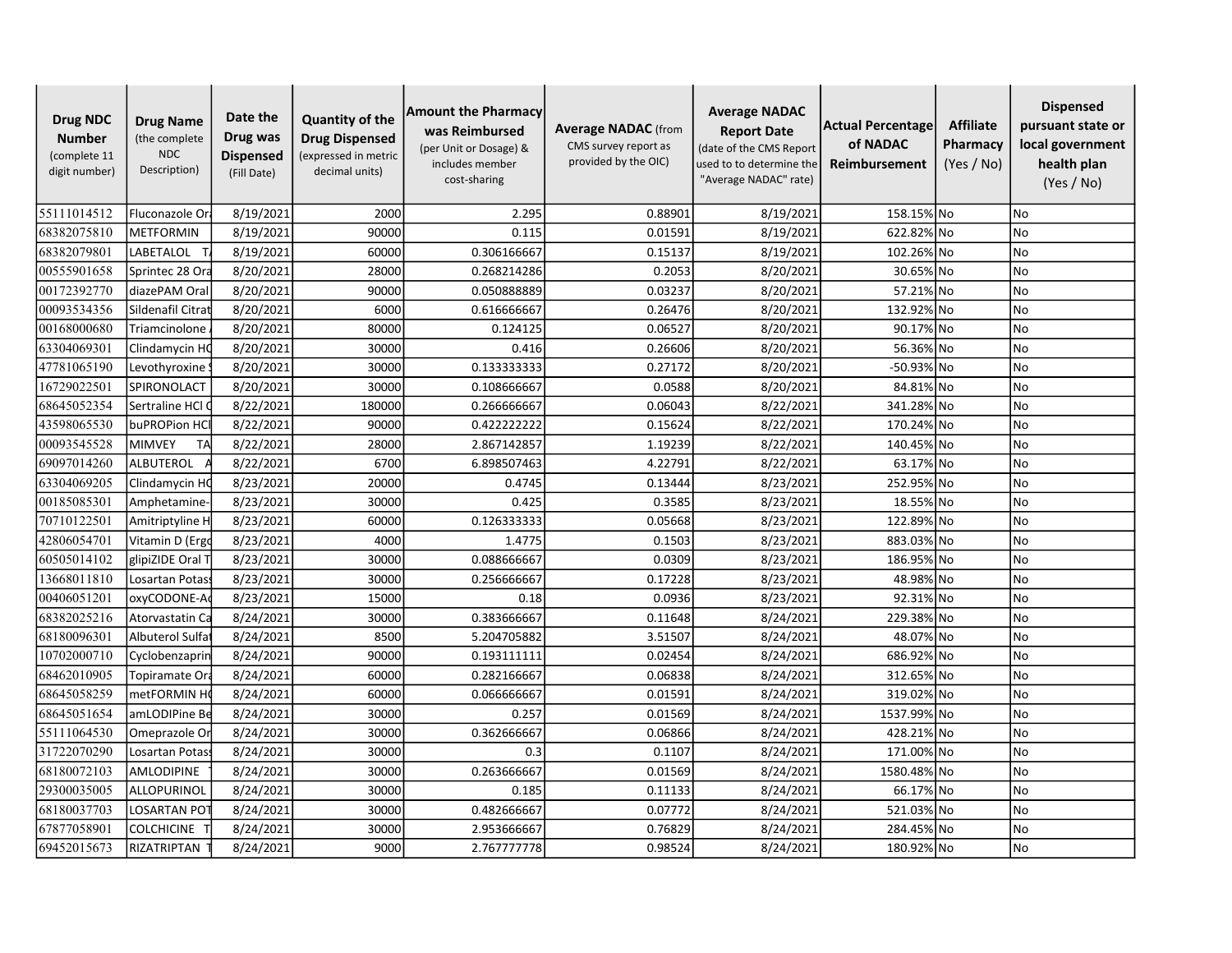| **Drug NDC Number** (complete 11 digit number) | **Drug Name** (the complete NDC Description) | **Date the Drug was Dispensed** (Fill Date) | **Quantity of the Drug Dispensed** (expressed in metric decimal units) | **Amount the Pharmacy was Reimbursed** (per Unit or Dosage) & includes member cost-sharing | **Average NADAC** (from CMS survey report as provided by the OIC) | **Average NADAC Report Date** (date of the CMS Report used to to determine the "Average NADAC" rate) | **Actual Percentage of NADAC Reimbursement** | **Affiliate Pharmacy** (Yes / No) | **Dispensed pursuant state or local government health plan** (Yes / No) |
|---|---|---|---|---|---|---|---|---|---|
| 55111014512 | Fluconazole Or | 8/19/2021 | 2000 | 2.295 | 0.88901 | 8/19/2021 | 158.15% | No | No |
| 68382075810 | METFORMIN | 8/19/2021 | 90000 | 0.115 | 0.01591 | 8/19/2021 | 622.82% | No | No |
| 68382079801 | LABETALOL T | 8/19/2021 | 60000 | 0.306166667 | 0.15137 | 8/19/2021 | 102.26% | No | No |
| 00555901658 | Sprintec 28 Ora | 8/20/2021 | 28000 | 0.268214286 | 0.2053 | 8/20/2021 | 30.65% | No | No |
| 00172392770 | diazePAM Oral | 8/20/2021 | 90000 | 0.050888889 | 0.03237 | 8/20/2021 | 57.21% | No | No |
| 00093534356 | Sildenafil Citrat | 8/20/2021 | 6000 | 0.616666667 | 0.26476 | 8/20/2021 | 132.92% | No | No |
| 00168000680 | Triamcinolone | 8/20/2021 | 80000 | 0.124125 | 0.06527 | 8/20/2021 | 90.17% | No | No |
| 63304069301 | Clindamycin HC | 8/20/2021 | 30000 | 0.416 | 0.26606 | 8/20/2021 | 56.36% | No | No |
| 47781065190 | Levothyroxine | 8/20/2021 | 30000 | 0.133333333 | 0.27172 | 8/20/2021 | -50.93% | No | No |
| 16729022501 | SPIRONOLACT | 8/20/2021 | 30000 | 0.108666667 | 0.0588 | 8/20/2021 | 84.81% | No | No |
| 68645052354 | Sertraline HCl C | 8/22/2021 | 180000 | 0.266666667 | 0.06043 | 8/22/2021 | 341.28% | No | No |
| 43598065530 | buPROPion HCl | 8/22/2021 | 90000 | 0.422222222 | 0.15624 | 8/22/2021 | 170.24% | No | No |
| 00093545528 | MIMVEY TA | 8/22/2021 | 28000 | 2.867142857 | 1.19239 | 8/22/2021 | 140.45% | No | No |
| 69097014260 | ALBUTEROL A | 8/22/2021 | 6700 | 6.898507463 | 4.22791 | 8/22/2021 | 63.17% | No | No |
| 63304069205 | Clindamycin HC | 8/23/2021 | 20000 | 0.4745 | 0.13444 | 8/23/2021 | 252.95% | No | No |
| 00185085301 | Amphetamine- | 8/23/2021 | 30000 | 0.425 | 0.3585 | 8/23/2021 | 18.55% | No | No |
| 70710122501 | Amitriptyline H | 8/23/2021 | 60000 | 0.126333333 | 0.05668 | 8/23/2021 | 122.89% | No | No |
| 42806054701 | Vitamin D (Ergo | 8/23/2021 | 4000 | 1.4775 | 0.1503 | 8/23/2021 | 883.03% | No | No |
| 60505014102 | glipiZIDE Oral T | 8/23/2021 | 30000 | 0.088666667 | 0.0309 | 8/23/2021 | 186.95% | No | No |
| 13668011810 | Losartan Potass | 8/23/2021 | 30000 | 0.256666667 | 0.17228 | 8/23/2021 | 48.98% | No | No |
| 00406051201 | oxyCODONE-Ac | 8/23/2021 | 15000 | 0.18 | 0.0936 | 8/23/2021 | 92.31% | No | No |
| 68382025216 | Atorvastatin Ca | 8/24/2021 | 30000 | 0.383666667 | 0.11648 | 8/24/2021 | 229.38% | No | No |
| 68180096301 | Albuterol Sulfat | 8/24/2021 | 8500 | 5.204705882 | 3.51507 | 8/24/2021 | 48.07% | No | No |
| 10702000710 | Cyclobenzaprin | 8/24/2021 | 90000 | 0.193111111 | 0.02454 | 8/24/2021 | 686.92% | No | No |
| 68462010905 | Topiramate Ora | 8/24/2021 | 60000 | 0.282166667 | 0.06838 | 8/24/2021 | 312.65% | No | No |
| 68645058259 | metFORMIN HC | 8/24/2021 | 60000 | 0.066666667 | 0.01591 | 8/24/2021 | 319.02% | No | No |
| 68645051654 | amLODIPine Be | 8/24/2021 | 30000 | 0.257 | 0.01569 | 8/24/2021 | 1537.99% | No | No |
| 55111064530 | Omeprazole Or | 8/24/2021 | 30000 | 0.362666667 | 0.06866 | 8/24/2021 | 428.21% | No | No |
| 31722070290 | Losartan Potass | 8/24/2021 | 30000 | 0.3 | 0.1107 | 8/24/2021 | 171.00% | No | No |
| 68180072103 | AMLODIPINE | 8/24/2021 | 30000 | 0.263666667 | 0.01569 | 8/24/2021 | 1580.48% | No | No |
| 29300035005 | ALLOPURINOL | 8/24/2021 | 30000 | 0.185 | 0.11133 | 8/24/2021 | 66.17% | No | No |
| 68180037703 | LOSARTAN POT | 8/24/2021 | 30000 | 0.482666667 | 0.07772 | 8/24/2021 | 521.03% | No | No |
| 67877058901 | COLCHICINE T | 8/24/2021 | 30000 | 2.953666667 | 0.76829 | 8/24/2021 | 284.45% | No | No |
| 69452015673 | RIZATRIPTAN T | 8/24/2021 | 9000 | 2.767777778 | 0.98524 | 8/24/2021 | 180.92% | No | No |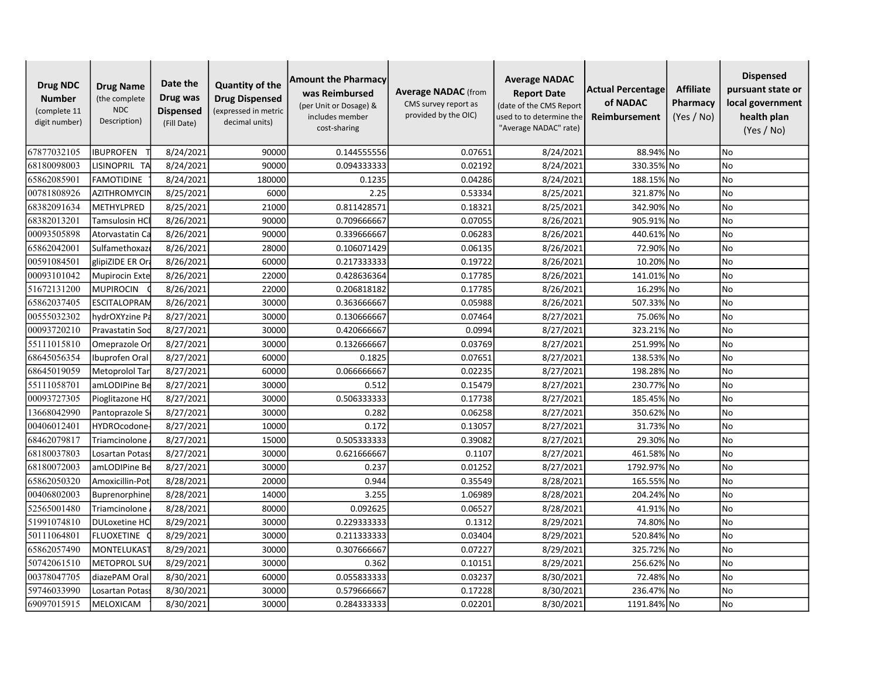| Drug NDC Number (complete 11 digit number) | Drug Name (the complete NDC Description) | Date the Drug was Dispensed (Fill Date) | Quantity of the Drug Dispensed (expressed in metric decimal units) | Amount the Pharmacy was Reimbursed (per Unit or Dosage) & includes member cost-sharing | Average NADAC (from CMS survey report as provided by the OIC) | Average NADAC Report Date (date of the CMS Report used to to determine the "Average NADAC" rate) | Actual Percentage of NADAC Reimbursement | Affiliate Pharmacy (Yes / No) | Dispensed pursuant state or local government health plan (Yes / No) |
|---|---|---|---|---|---|---|---|---|---|
| 67877032105 | IBUPROFEN T | 8/24/2021 | 90000 | 0.144555556 | 0.07651 | 8/24/2021 | 88.94% | No | No |
| 68180098003 | LISINOPRIL TA | 8/24/2021 | 90000 | 0.094333333 | 0.02192 | 8/24/2021 | 330.35% | No | No |
| 65862085901 | FAMOTIDINE | 8/24/2021 | 180000 | 0.1235 | 0.04286 | 8/24/2021 | 188.15% | No | No |
| 00781808926 | AZITHROMYCIN | 8/25/2021 | 6000 | 2.25 | 0.53334 | 8/25/2021 | 321.87% | No | No |
| 68382091634 | METHYLPRED | 8/25/2021 | 21000 | 0.811428571 | 0.18321 | 8/25/2021 | 342.90% | No | No |
| 68382013201 | Tamsulosin HCl | 8/26/2021 | 90000 | 0.709666667 | 0.07055 | 8/26/2021 | 905.91% | No | No |
| 00093505898 | Atorvastatin Ca | 8/26/2021 | 90000 | 0.339666667 | 0.06283 | 8/26/2021 | 440.61% | No | No |
| 65862042001 | Sulfamethoxazo | 8/26/2021 | 28000 | 0.106071429 | 0.06135 | 8/26/2021 | 72.90% | No | No |
| 00591084501 | glipiZIDE ER Ora | 8/26/2021 | 60000 | 0.217333333 | 0.19722 | 8/26/2021 | 10.20% | No | No |
| 00093101042 | Mupirocin Exte | 8/26/2021 | 22000 | 0.428636364 | 0.17785 | 8/26/2021 | 141.01% | No | No |
| 51672131200 | MUPIROCIN | 8/26/2021 | 22000 | 0.206818182 | 0.17785 | 8/26/2021 | 16.29% | No | No |
| 65862037405 | ESCITALOPRAM | 8/26/2021 | 30000 | 0.363666667 | 0.05988 | 8/26/2021 | 507.33% | No | No |
| 00555032302 | hydrOXYzine Pa | 8/27/2021 | 30000 | 0.130666667 | 0.07464 | 8/27/2021 | 75.06% | No | No |
| 00093720210 | Pravastatin Sod | 8/27/2021 | 30000 | 0.420666667 | 0.0994 | 8/27/2021 | 323.21% | No | No |
| 55111015810 | Omeprazole Or | 8/27/2021 | 30000 | 0.132666667 | 0.03769 | 8/27/2021 | 251.99% | No | No |
| 68645056354 | Ibuprofen Oral | 8/27/2021 | 60000 | 0.1825 | 0.07651 | 8/27/2021 | 138.53% | No | No |
| 68645019059 | Metoprolol Tar | 8/27/2021 | 60000 | 0.066666667 | 0.02235 | 8/27/2021 | 198.28% | No | No |
| 55111058701 | amLODIPine Be | 8/27/2021 | 30000 | 0.512 | 0.15479 | 8/27/2021 | 230.77% | No | No |
| 00093727305 | Pioglitazone HC | 8/27/2021 | 30000 | 0.506333333 | 0.17738 | 8/27/2021 | 185.45% | No | No |
| 13668042990 | Pantoprazole S | 8/27/2021 | 30000 | 0.282 | 0.06258 | 8/27/2021 | 350.62% | No | No |
| 00406012401 | HYDROcodone- | 8/27/2021 | 10000 | 0.172 | 0.13057 | 8/27/2021 | 31.73% | No | No |
| 68462079817 | Triamcinolone | 8/27/2021 | 15000 | 0.505333333 | 0.39082 | 8/27/2021 | 29.30% | No | No |
| 68180037803 | Losartan Potass | 8/27/2021 | 30000 | 0.621666667 | 0.1107 | 8/27/2021 | 461.58% | No | No |
| 68180072003 | amLODIPine Be | 8/27/2021 | 30000 | 0.237 | 0.01252 | 8/27/2021 | 1792.97% | No | No |
| 65862050320 | Amoxicillin-Pot | 8/28/2021 | 20000 | 0.944 | 0.35549 | 8/28/2021 | 165.55% | No | No |
| 00406802003 | Buprenorphine | 8/28/2021 | 14000 | 3.255 | 1.06989 | 8/28/2021 | 204.24% | No | No |
| 52565001480 | Triamcinolone | 8/28/2021 | 80000 | 0.092625 | 0.06527 | 8/28/2021 | 41.91% | No | No |
| 51991074810 | DULoxetine HC | 8/29/2021 | 30000 | 0.229333333 | 0.1312 | 8/29/2021 | 74.80% | No | No |
| 50111064801 | FLUOXETINE | 8/29/2021 | 30000 | 0.211333333 | 0.03404 | 8/29/2021 | 520.84% | No | No |
| 65862057490 | MONTELUKAST | 8/29/2021 | 30000 | 0.307666667 | 0.07227 | 8/29/2021 | 325.72% | No | No |
| 50742061510 | METOPROL SU | 8/29/2021 | 30000 | 0.362 | 0.10151 | 8/29/2021 | 256.62% | No | No |
| 00378047705 | diazePAM Oral | 8/30/2021 | 60000 | 0.055833333 | 0.03237 | 8/30/2021 | 72.48% | No | No |
| 59746033990 | Losartan Potass | 8/30/2021 | 30000 | 0.579666667 | 0.17228 | 8/30/2021 | 236.47% | No | No |
| 69097015915 | MELOXICAM | 8/30/2021 | 30000 | 0.284333333 | 0.02201 | 8/30/2021 | 1191.84% | No | No |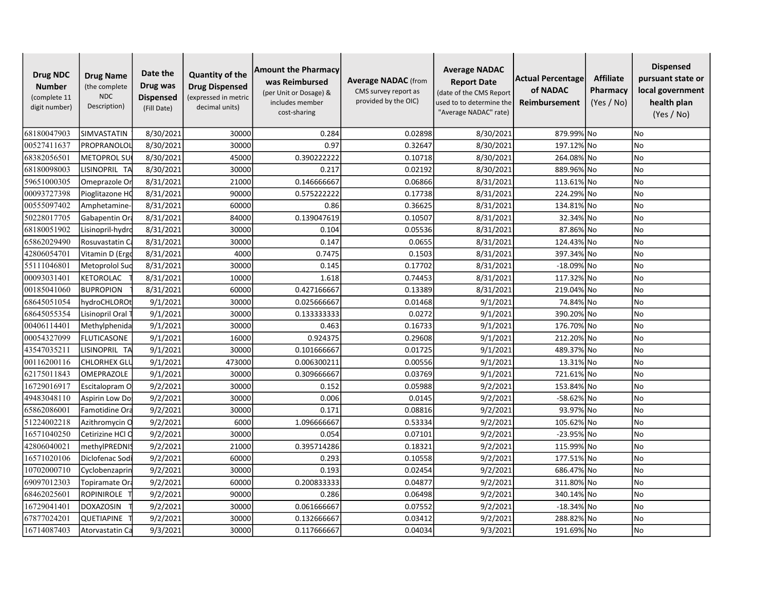| Drug NDC Number (complete 11 digit number) | Drug Name (the complete NDC Description) | Date the Drug was Dispensed (Fill Date) | Quantity of the Drug Dispensed (expressed in metric decimal units) | Amount the Pharmacy was Reimbursed (per Unit or Dosage) & includes member cost-sharing | Average NADAC (from CMS survey report as provided by the OIC) | Average NADAC Report Date (date of the CMS Report used to to determine the "Average NADAC" rate) | Actual Percentage of NADAC Reimbursement | Affiliate Pharmacy (Yes / No) | Dispensed pursuant state or local government health plan (Yes / No) |
|---|---|---|---|---|---|---|---|---|---|
| 68180047903 | SIMVASTATIN | 8/30/2021 | 30000 | 0.284 | 0.02898 | 8/30/2021 | 879.99% | No | No |
| 00527411637 | PROPRANOLOL | 8/30/2021 | 30000 | 0.97 | 0.32647 | 8/30/2021 | 197.12% | No | No |
| 68382056501 | METOPROL SU | 8/30/2021 | 45000 | 0.390222222 | 0.10718 | 8/30/2021 | 264.08% | No | No |
| 68180098003 | LISINOPRIL TA | 8/30/2021 | 30000 | 0.217 | 0.02192 | 8/30/2021 | 889.96% | No | No |
| 59651000305 | Omeprazole Or | 8/31/2021 | 21000 | 0.146666667 | 0.06866 | 8/31/2021 | 113.61% | No | No |
| 00093727398 | Pioglitazone HC | 8/31/2021 | 90000 | 0.575222222 | 0.17738 | 8/31/2021 | 224.29% | No | No |
| 00555097402 | Amphetamine- | 8/31/2021 | 60000 | 0.86 | 0.36625 | 8/31/2021 | 134.81% | No | No |
| 50228017705 | Gabapentin Ora | 8/31/2021 | 84000 | 0.139047619 | 0.10507 | 8/31/2021 | 32.34% | No | No |
| 68180051902 | Lisinopril-hydro | 8/31/2021 | 30000 | 0.104 | 0.05536 | 8/31/2021 | 87.86% | No | No |
| 65862029490 | Rosuvastatin Ca | 8/31/2021 | 30000 | 0.147 | 0.0655 | 8/31/2021 | 124.43% | No | No |
| 42806054701 | Vitamin D (Ergo | 8/31/2021 | 4000 | 0.7475 | 0.1503 | 8/31/2021 | 397.34% | No | No |
| 55111046801 | Metoprolol Suc | 8/31/2021 | 30000 | 0.145 | 0.17702 | 8/31/2021 | -18.09% | No | No |
| 00093031401 | KETOROLAC T | 8/31/2021 | 10000 | 1.618 | 0.74453 | 8/31/2021 | 117.32% | No | No |
| 00185041060 | BUPROPION T | 8/31/2021 | 60000 | 0.427166667 | 0.13389 | 8/31/2021 | 219.04% | No | No |
| 68645051054 | hydroCHLOROt | 9/1/2021 | 30000 | 0.025666667 | 0.01468 | 9/1/2021 | 74.84% | No | No |
| 68645055354 | Lisinopril Oral T | 9/1/2021 | 30000 | 0.133333333 | 0.0272 | 9/1/2021 | 390.20% | No | No |
| 00406114401 | Methylphenida | 9/1/2021 | 30000 | 0.463 | 0.16733 | 9/1/2021 | 176.70% | No | No |
| 00054327099 | FLUTICASONE | 9/1/2021 | 16000 | 0.924375 | 0.29608 | 9/1/2021 | 212.20% | No | No |
| 43547035211 | LISINOPRIL TA | 9/1/2021 | 30000 | 0.101666667 | 0.01725 | 9/1/2021 | 489.37% | No | No |
| 00116200116 | CHLORHEX GLU | 9/1/2021 | 473000 | 0.006300211 | 0.00556 | 9/1/2021 | 13.31% | No | No |
| 62175011843 | OMEPRAZOLE | 9/1/2021 | 30000 | 0.309666667 | 0.03769 | 9/1/2021 | 721.61% | No | No |
| 16729016917 | Escitalopram O | 9/2/2021 | 30000 | 0.152 | 0.05988 | 9/2/2021 | 153.84% | No | No |
| 49483048110 | Aspirin Low Do | 9/2/2021 | 30000 | 0.006 | 0.0145 | 9/2/2021 | -58.62% | No | No |
| 65862086001 | Famotidine Ora | 9/2/2021 | 30000 | 0.171 | 0.08816 | 9/2/2021 | 93.97% | No | No |
| 51224002218 | Azithromycin O | 9/2/2021 | 6000 | 1.096666667 | 0.53334 | 9/2/2021 | 105.62% | No | No |
| 16571040250 | Cetirizine HCl O | 9/2/2021 | 30000 | 0.054 | 0.07101 | 9/2/2021 | -23.95% | No | No |
| 42806040021 | methylPREDNIS | 9/2/2021 | 21000 | 0.395714286 | 0.18321 | 9/2/2021 | 115.99% | No | No |
| 16571020106 | Diclofenac Sodi | 9/2/2021 | 60000 | 0.293 | 0.10558 | 9/2/2021 | 177.51% | No | No |
| 10702000710 | Cyclobenzaprin | 9/2/2021 | 30000 | 0.193 | 0.02454 | 9/2/2021 | 686.47% | No | No |
| 69097012303 | Topiramate Ora | 9/2/2021 | 60000 | 0.200833333 | 0.04877 | 9/2/2021 | 311.80% | No | No |
| 68462025601 | ROPINIROLE T | 9/2/2021 | 90000 | 0.286 | 0.06498 | 9/2/2021 | 340.14% | No | No |
| 16729041401 | DOXAZOSIN T | 9/2/2021 | 30000 | 0.061666667 | 0.07552 | 9/2/2021 | -18.34% | No | No |
| 67877024201 | QUETIAPINE T | 9/2/2021 | 30000 | 0.132666667 | 0.03412 | 9/2/2021 | 288.82% | No | No |
| 16714087403 | Atorvastatin Ca | 9/3/2021 | 30000 | 0.117666667 | 0.04034 | 9/3/2021 | 191.69% | No | No |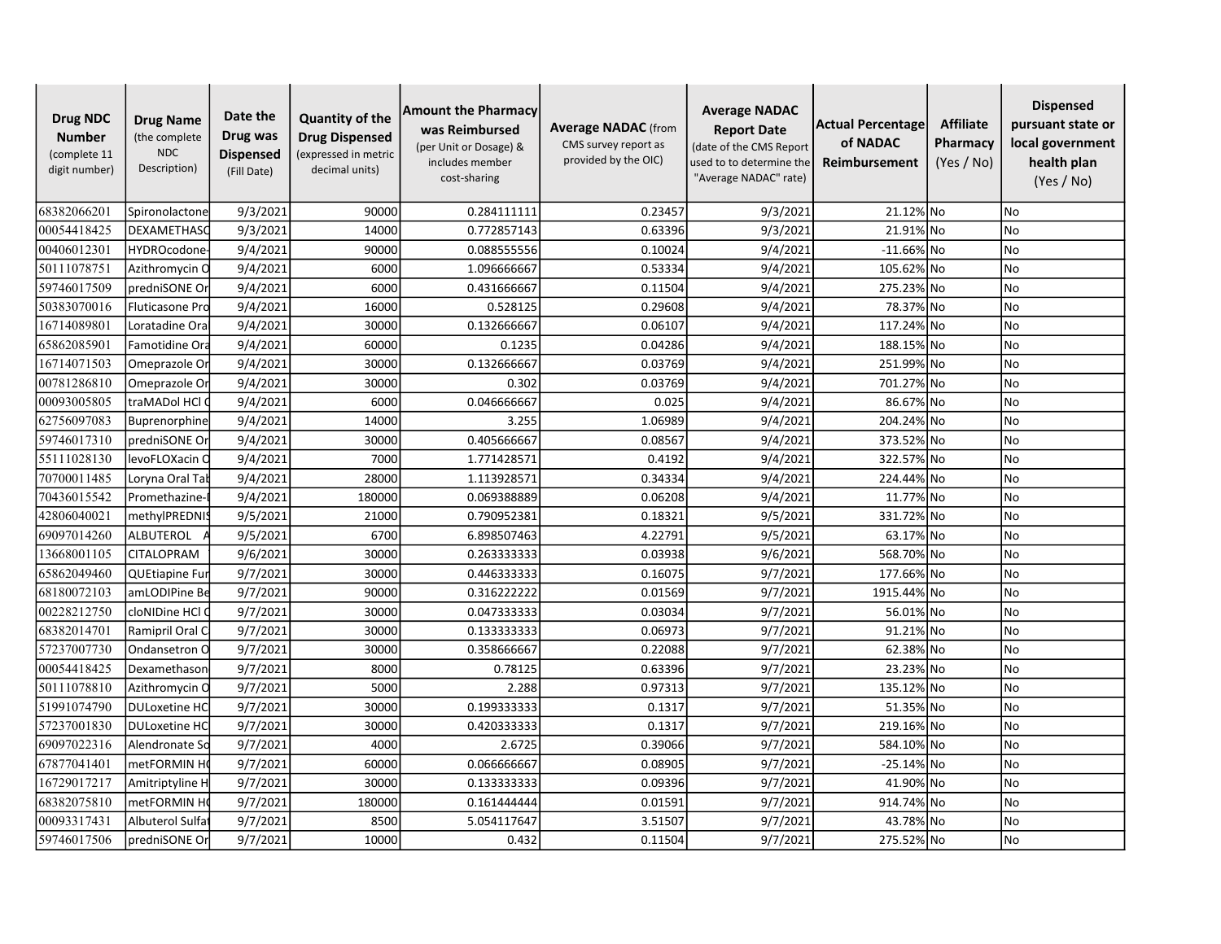| **Drug NDC Number** (complete 11 digit number) | **Drug Name** (the complete NDC Description) | **Date the Drug was Dispensed** (Fill Date) | **Quantity of the Drug Dispensed** (expressed in metric decimal units) | **Amount the Pharmacy was Reimbursed** (per Unit or Dosage) & includes member cost-sharing | **Average NADAC** (from CMS survey report as provided by the OIC) | **Average NADAC Report Date** (date of the CMS Report used to to determine the "Average NADAC" rate) | **Actual Percentage of NADAC Reimbursement** | **Affiliate Pharmacy** (Yes / No) | **Dispensed pursuant state or local government health plan** (Yes / No) |
|---|---|---|---|---|---|---|---|---|---|
| 68382066201 | Spironolactone | 9/3/2021 | 90000 | 0.284111111 | 0.23457 | 9/3/2021 | 21.12% | No | No |
| 00054418425 | DEXAMETHASO | 9/3/2021 | 14000 | 0.772857143 | 0.63396 | 9/3/2021 | 21.91% | No | No |
| 00406012301 | HYDROcodone- | 9/4/2021 | 90000 | 0.088555556 | 0.10024 | 9/4/2021 | -11.66% | No | No |
| 50111078751 | Azithromycin O | 9/4/2021 | 6000 | 1.096666667 | 0.53334 | 9/4/2021 | 105.62% | No | No |
| 59746017509 | predniSONE Or | 9/4/2021 | 6000 | 0.431666667 | 0.11504 | 9/4/2021 | 275.23% | No | No |
| 50383070016 | Fluticasone Pro | 9/4/2021 | 16000 | 0.528125 | 0.29608 | 9/4/2021 | 78.37% | No | No |
| 16714089801 | Loratadine Ora | 9/4/2021 | 30000 | 0.132666667 | 0.06107 | 9/4/2021 | 117.24% | No | No |
| 65862085901 | Famotidine Ora | 9/4/2021 | 60000 | 0.1235 | 0.04286 | 9/4/2021 | 188.15% | No | No |
| 16714071503 | Omeprazole Or | 9/4/2021 | 30000 | 0.132666667 | 0.03769 | 9/4/2021 | 251.99% | No | No |
| 00781286810 | Omeprazole Or | 9/4/2021 | 30000 | 0.302 | 0.03769 | 9/4/2021 | 701.27% | No | No |
| 00093005805 | traMADol HCl O | 9/4/2021 | 6000 | 0.046666667 | 0.025 | 9/4/2021 | 86.67% | No | No |
| 62756097083 | Buprenorphine | 9/4/2021 | 14000 | 3.255 | 1.06989 | 9/4/2021 | 204.24% | No | No |
| 59746017310 | predniSONE Or | 9/4/2021 | 30000 | 0.405666667 | 0.08567 | 9/4/2021 | 373.52% | No | No |
| 55111028130 | levoFLOXacin O | 9/4/2021 | 7000 | 1.771428571 | 0.4192 | 9/4/2021 | 322.57% | No | No |
| 70700011485 | Loryna Oral Tab | 9/4/2021 | 28000 | 1.113928571 | 0.34334 | 9/4/2021 | 224.44% | No | No |
| 70436015542 | Promethazine- | 9/4/2021 | 180000 | 0.069388889 | 0.06208 | 9/4/2021 | 11.77% | No | No |
| 42806040021 | methylPREDNIS | 9/5/2021 | 21000 | 0.790952381 | 0.18321 | 9/5/2021 | 331.72% | No | No |
| 69097014260 | ALBUTEROL A | 9/5/2021 | 6700 | 6.898507463 | 4.22791 | 9/5/2021 | 63.17% | No | No |
| 13668001105 | CITALOPRAM | 9/6/2021 | 30000 | 0.263333333 | 0.03938 | 9/6/2021 | 568.70% | No | No |
| 65862049460 | QUEtiapine Fur | 9/7/2021 | 30000 | 0.446333333 | 0.16075 | 9/7/2021 | 177.66% | No | No |
| 68180072103 | amLODIPine Be | 9/7/2021 | 90000 | 0.316222222 | 0.01569 | 9/7/2021 | 1915.44% | No | No |
| 00228212750 | cloNIDine HCl O | 9/7/2021 | 30000 | 0.047333333 | 0.03034 | 9/7/2021 | 56.01% | No | No |
| 68382014701 | Ramipril Oral C | 9/7/2021 | 30000 | 0.133333333 | 0.06973 | 9/7/2021 | 91.21% | No | No |
| 57237007730 | Ondansetron O | 9/7/2021 | 30000 | 0.358666667 | 0.22088 | 9/7/2021 | 62.38% | No | No |
| 00054418425 | Dexamethason | 9/7/2021 | 8000 | 0.78125 | 0.63396 | 9/7/2021 | 23.23% | No | No |
| 50111078810 | Azithromycin O | 9/7/2021 | 5000 | 2.288 | 0.97313 | 9/7/2021 | 135.12% | No | No |
| 51991074790 | DULoxetine HC | 9/7/2021 | 30000 | 0.199333333 | 0.1317 | 9/7/2021 | 51.35% | No | No |
| 57237001830 | DULoxetine HC | 9/7/2021 | 30000 | 0.420333333 | 0.1317 | 9/7/2021 | 219.16% | No | No |
| 69097022316 | Alendronate So | 9/7/2021 | 4000 | 2.6725 | 0.39066 | 9/7/2021 | 584.10% | No | No |
| 67877041401 | metFORMIN HC | 9/7/2021 | 60000 | 0.066666667 | 0.08905 | 9/7/2021 | -25.14% | No | No |
| 16729017217 | Amitriptyline H | 9/7/2021 | 30000 | 0.133333333 | 0.09396 | 9/7/2021 | 41.90% | No | No |
| 68382075810 | metFORMIN HC | 9/7/2021 | 180000 | 0.161444444 | 0.01591 | 9/7/2021 | 914.74% | No | No |
| 00093317431 | Albuterol Sulfat | 9/7/2021 | 8500 | 5.054117647 | 3.51507 | 9/7/2021 | 43.78% | No | No |
| 59746017506 | predniSONE Or | 9/7/2021 | 10000 | 0.432 | 0.11504 | 9/7/2021 | 275.52% | No | No |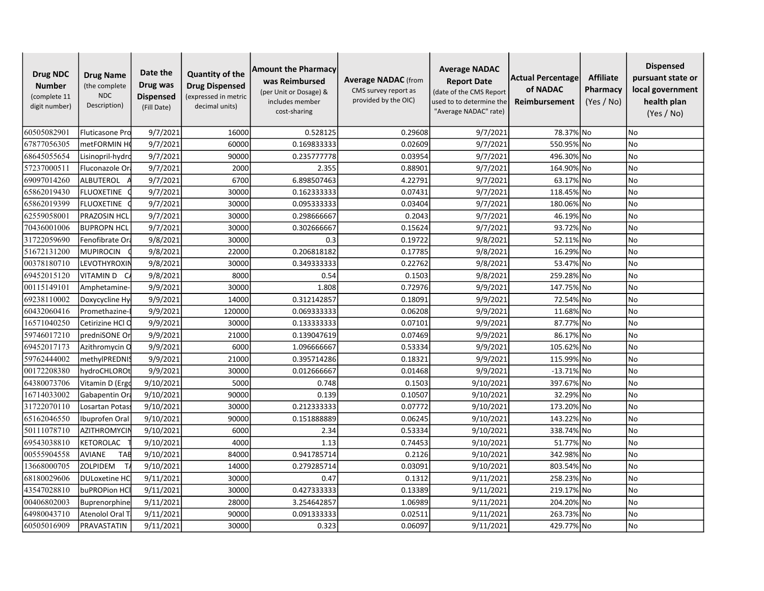| **Drug NDC Number** (complete 11 digit number) | **Drug Name** (the complete NDC Description) | **Date the Drug was Dispensed** (Fill Date) | **Quantity of the Drug Dispensed** (expressed in metric decimal units) | **Amount the Pharmacy was Reimbursed** (per Unit or Dosage) & includes member cost-sharing | **Average NADAC** (from CMS survey report as provided by the OIC) | **Average NADAC Report Date** (date of the CMS Report used to to determine the "Average NADAC" rate) | **Actual Percentage of NADAC Reimbursement** | **Affiliate Pharmacy** (Yes / No) | **Dispensed pursuant state or local government health plan** (Yes / No) |
|---|---|---|---|---|---|---|---|---|---|
| 60505082901 | Fluticasone Pro | 9/7/2021 | 16000 | 0.528125 | 0.29608 | 9/7/2021 | 78.37% | No | No |
| 67877056305 | metFORMIN H | 9/7/2021 | 60000 | 0.169833333 | 0.02609 | 9/7/2021 | 550.95% | No | No |
| 68645055654 | Lisinopril-hydro | 9/7/2021 | 90000 | 0.235777778 | 0.03954 | 9/7/2021 | 496.30% | No | No |
| 57237000511 | Fluconazole Ora | 9/7/2021 | 2000 | 2.355 | 0.88901 | 9/7/2021 | 164.90% | No | No |
| 69097014260 | ALBUTEROL A | 9/7/2021 | 6700 | 6.898507463 | 4.22791 | 9/7/2021 | 63.17% | No | No |
| 65862019430 | FLUOXETINE C | 9/7/2021 | 30000 | 0.162333333 | 0.07431 | 9/7/2021 | 118.45% | No | No |
| 65862019399 | FLUOXETINE C | 9/7/2021 | 30000 | 0.095333333 | 0.03404 | 9/7/2021 | 180.06% | No | No |
| 62559058001 | PRAZOSIN HCL | 9/7/2021 | 30000 | 0.298666667 | 0.2043 | 9/7/2021 | 46.19% | No | No |
| 70436001006 | BUPROPN HCL | 9/7/2021 | 30000 | 0.302666667 | 0.15624 | 9/7/2021 | 93.72% | No | No |
| 31722059690 | Fenofibrate Ora | 9/8/2021 | 30000 | 0.3 | 0.19722 | 9/8/2021 | 52.11% | No | No |
| 51672131200 | MUPIROCIN C | 9/8/2021 | 22000 | 0.206818182 | 0.17785 | 9/8/2021 | 16.29% | No | No |
| 00378180710 | LEVOTHYROXIN | 9/8/2021 | 30000 | 0.349333333 | 0.22762 | 9/8/2021 | 53.47% | No | No |
| 69452015120 | VITAMIN D CA | 9/8/2021 | 8000 | 0.54 | 0.1503 | 9/8/2021 | 259.28% | No | No |
| 00115149101 | Amphetamine- | 9/9/2021 | 30000 | 1.808 | 0.72976 | 9/9/2021 | 147.75% | No | No |
| 69238110002 | Doxycycline Hy | 9/9/2021 | 14000 | 0.312142857 | 0.18091 | 9/9/2021 | 72.54% | No | No |
| 60432060416 | Promethazine-I | 9/9/2021 | 120000 | 0.069333333 | 0.06208 | 9/9/2021 | 11.68% | No | No |
| 16571040250 | Cetirizine HCl O | 9/9/2021 | 30000 | 0.133333333 | 0.07101 | 9/9/2021 | 87.77% | No | No |
| 59746017210 | predniSONE Or | 9/9/2021 | 21000 | 0.139047619 | 0.07469 | 9/9/2021 | 86.17% | No | No |
| 69452017173 | Azithromycin O | 9/9/2021 | 6000 | 1.096666667 | 0.53334 | 9/9/2021 | 105.62% | No | No |
| 59762444002 | methylPREDNIS | 9/9/2021 | 21000 | 0.395714286 | 0.18321 | 9/9/2021 | 115.99% | No | No |
| 00172208380 | hydroCHLOROt | 9/9/2021 | 30000 | 0.012666667 | 0.01468 | 9/9/2021 | -13.71% | No | No |
| 64380073706 | Vitamin D (Ergo | 9/10/2021 | 5000 | 0.748 | 0.1503 | 9/10/2021 | 397.67% | No | No |
| 16714033002 | Gabapentin Ora | 9/10/2021 | 90000 | 0.139 | 0.10507 | 9/10/2021 | 32.29% | No | No |
| 31722070110 | Losartan Potass | 9/10/2021 | 30000 | 0.212333333 | 0.07772 | 9/10/2021 | 173.20% | No | No |
| 65162046550 | Ibuprofen Oral | 9/10/2021 | 90000 | 0.151888889 | 0.06245 | 9/10/2021 | 143.22% | No | No |
| 50111078710 | AZITHROMYCIN | 9/10/2021 | 6000 | 2.34 | 0.53334 | 9/10/2021 | 338.74% | No | No |
| 69543038810 | KETOROLAC T | 9/10/2021 | 4000 | 1.13 | 0.74453 | 9/10/2021 | 51.77% | No | No |
| 00555904558 | AVIANE TAB | 9/10/2021 | 84000 | 0.941785714 | 0.2126 | 9/10/2021 | 342.98% | No | No |
| 13668000705 | ZOLPIDEM TA | 9/10/2021 | 14000 | 0.279285714 | 0.03091 | 9/10/2021 | 803.54% | No | No |
| 68180029606 | DULoxetine HC | 9/11/2021 | 30000 | 0.47 | 0.1312 | 9/11/2021 | 258.23% | No | No |
| 43547028810 | buPROPion HCl | 9/11/2021 | 30000 | 0.427333333 | 0.13389 | 9/11/2021 | 219.17% | No | No |
| 00406802003 | Buprenorphine | 9/11/2021 | 28000 | 3.254642857 | 1.06989 | 9/11/2021 | 204.20% | No | No |
| 64980043710 | Atenolol Oral T | 9/11/2021 | 90000 | 0.091333333 | 0.02511 | 9/11/2021 | 263.73% | No | No |
| 60505016909 | PRAVASTATIN | 9/11/2021 | 30000 | 0.323 | 0.06097 | 9/11/2021 | 429.77% | No | No |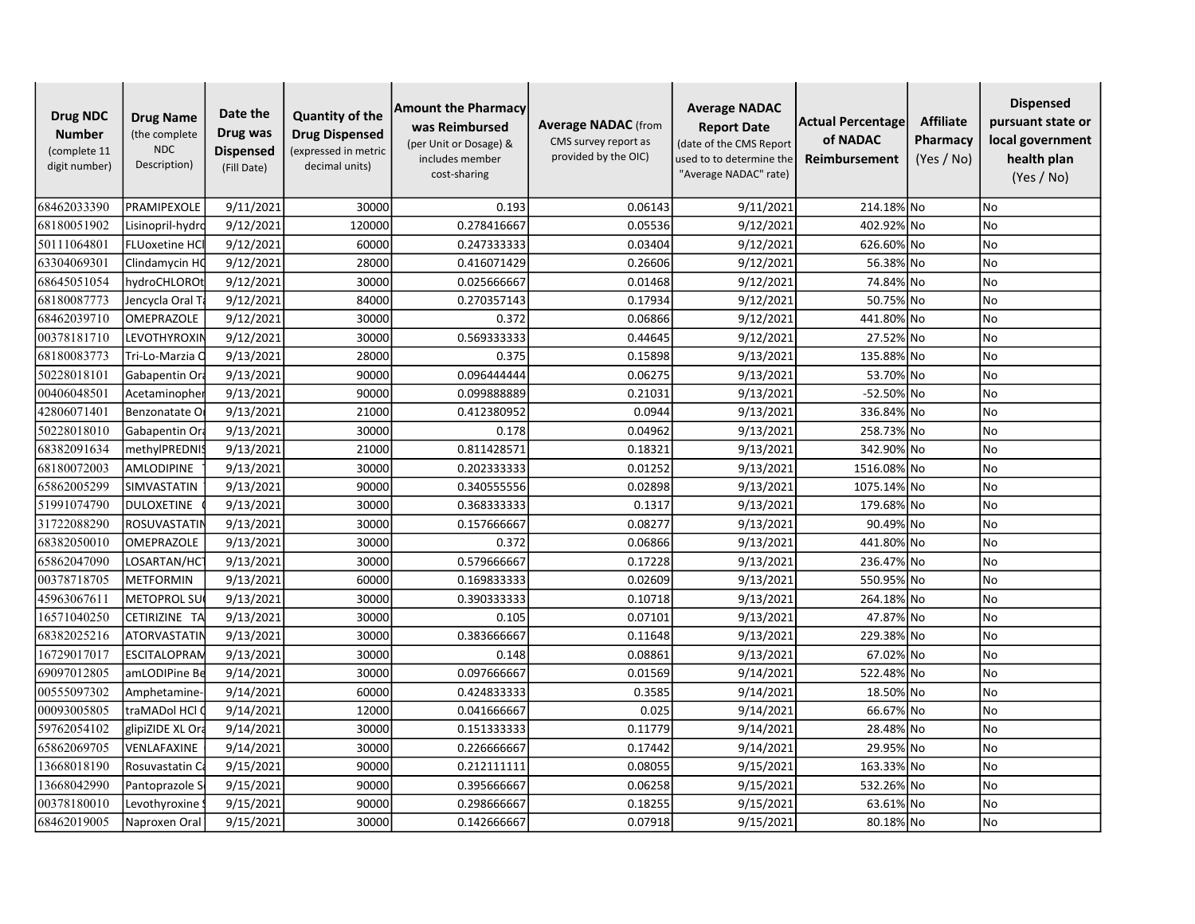| **Drug NDC Number** (complete 11 digit number) | **Drug Name** (the complete NDC Description) | **Date the Drug was Dispensed** (Fill Date) | **Quantity of the Drug Dispensed** (expressed in metric decimal units) | **Amount the Pharmacy was Reimbursed** (per Unit or Dosage) & includes member cost-sharing | **Average NADAC** (from CMS survey report as provided by the OIC) | **Average NADAC Report Date** (date of the CMS Report used to to determine the "Average NADAC" rate) | **Actual Percentage of NADAC Reimbursement** | **Affiliate Pharmacy** (Yes / No) | **Dispensed pursuant state or local government health plan** (Yes / No) |
|---|---|---|---|---|---|---|---|---|---|
| 68462033390 | PRAMIPEXOLE | 9/11/2021 | 30000 | 0.193 | 0.06143 | 9/11/2021 | 214.18% | No | No |
| 68180051902 | Lisinopril-hydro | 9/12/2021 | 120000 | 0.278416667 | 0.05536 | 9/12/2021 | 402.92% | No | No |
| 50111064801 | FLUoxetine HCl | 9/12/2021 | 60000 | 0.247333333 | 0.03404 | 9/12/2021 | 626.60% | No | No |
| 63304069301 | Clindamycin HC | 9/12/2021 | 28000 | 0.416071429 | 0.26606 | 9/12/2021 | 56.38% | No | No |
| 68645051054 | hydroCHLOROt | 9/12/2021 | 30000 | 0.025666667 | 0.01468 | 9/12/2021 | 74.84% | No | No |
| 68180087773 | Jencycla Oral Ta | 9/12/2021 | 84000 | 0.270357143 | 0.17934 | 9/12/2021 | 50.75% | No | No |
| 68462039710 | OMEPRAZOLE | 9/12/2021 | 30000 | 0.372 | 0.06866 | 9/12/2021 | 441.80% | No | No |
| 00378181710 | LEVOTHYROXIN | 9/12/2021 | 30000 | 0.569333333 | 0.44645 | 9/12/2021 | 27.52% | No | No |
| 68180083773 | Tri-Lo-Marzia O | 9/13/2021 | 28000 | 0.375 | 0.15898 | 9/13/2021 | 135.88% | No | No |
| 50228018101 | Gabapentin Ora | 9/13/2021 | 90000 | 0.096444444 | 0.06275 | 9/13/2021 | 53.70% | No | No |
| 00406048501 | Acetaminophen | 9/13/2021 | 90000 | 0.099888889 | 0.21031 | 9/13/2021 | -52.50% | No | No |
| 42806071401 | Benzonatate O | 9/13/2021 | 21000 | 0.412380952 | 0.0944 | 9/13/2021 | 336.84% | No | No |
| 50228018010 | Gabapentin Ora | 9/13/2021 | 30000 | 0.178 | 0.04962 | 9/13/2021 | 258.73% | No | No |
| 68382091634 | methylPREDNIS | 9/13/2021 | 21000 | 0.811428571 | 0.18321 | 9/13/2021 | 342.90% | No | No |
| 68180072003 | AMLODIPINE | 9/13/2021 | 30000 | 0.202333333 | 0.01252 | 9/13/2021 | 1516.08% | No | No |
| 65862005299 | SIMVASTATIN | 9/13/2021 | 90000 | 0.340555556 | 0.02898 | 9/13/2021 | 1075.14% | No | No |
| 51991074790 | DULOXETINE | 9/13/2021 | 30000 | 0.368333333 | 0.1317 | 9/13/2021 | 179.68% | No | No |
| 31722088290 | ROSUVASTATIN | 9/13/2021 | 30000 | 0.157666667 | 0.08277 | 9/13/2021 | 90.49% | No | No |
| 68382050010 | OMEPRAZOLE | 9/13/2021 | 30000 | 0.372 | 0.06866 | 9/13/2021 | 441.80% | No | No |
| 65862047090 | LOSARTAN/HCT | 9/13/2021 | 30000 | 0.579666667 | 0.17228 | 9/13/2021 | 236.47% | No | No |
| 00378718705 | METFORMIN | 9/13/2021 | 60000 | 0.169833333 | 0.02609 | 9/13/2021 | 550.95% | No | No |
| 45963067611 | METOPROL SU | 9/13/2021 | 30000 | 0.390333333 | 0.10718 | 9/13/2021 | 264.18% | No | No |
| 16571040250 | CETIRIZINE TA | 9/13/2021 | 30000 | 0.105 | 0.07101 | 9/13/2021 | 47.87% | No | No |
| 68382025216 | ATORVASTATIN | 9/13/2021 | 30000 | 0.383666667 | 0.11648 | 9/13/2021 | 229.38% | No | No |
| 16729017017 | ESCITALOPRAM | 9/13/2021 | 30000 | 0.148 | 0.08861 | 9/13/2021 | 67.02% | No | No |
| 69097012805 | amLODIPine Be | 9/14/2021 | 30000 | 0.097666667 | 0.01569 | 9/14/2021 | 522.48% | No | No |
| 00555097302 | Amphetamine- | 9/14/2021 | 60000 | 0.424833333 | 0.3585 | 9/14/2021 | 18.50% | No | No |
| 00093005805 | traMADol HCl O | 9/14/2021 | 12000 | 0.041666667 | 0.025 | 9/14/2021 | 66.67% | No | No |
| 59762054102 | glipiZIDE XL Ora | 9/14/2021 | 30000 | 0.151333333 | 0.11779 | 9/14/2021 | 28.48% | No | No |
| 65862069705 | VENLAFAXINE | 9/14/2021 | 30000 | 0.226666667 | 0.17442 | 9/14/2021 | 29.95% | No | No |
| 13668018190 | Rosuvastatin Ca | 9/15/2021 | 90000 | 0.212111111 | 0.08055 | 9/15/2021 | 163.33% | No | No |
| 13668042990 | Pantoprazole S | 9/15/2021 | 90000 | 0.395666667 | 0.06258 | 9/15/2021 | 532.26% | No | No |
| 00378180010 | Levothyroxine S | 9/15/2021 | 90000 | 0.298666667 | 0.18255 | 9/15/2021 | 63.61% | No | No |
| 68462019005 | Naproxen Oral | 9/15/2021 | 30000 | 0.142666667 | 0.07918 | 9/15/2021 | 80.18% | No | No |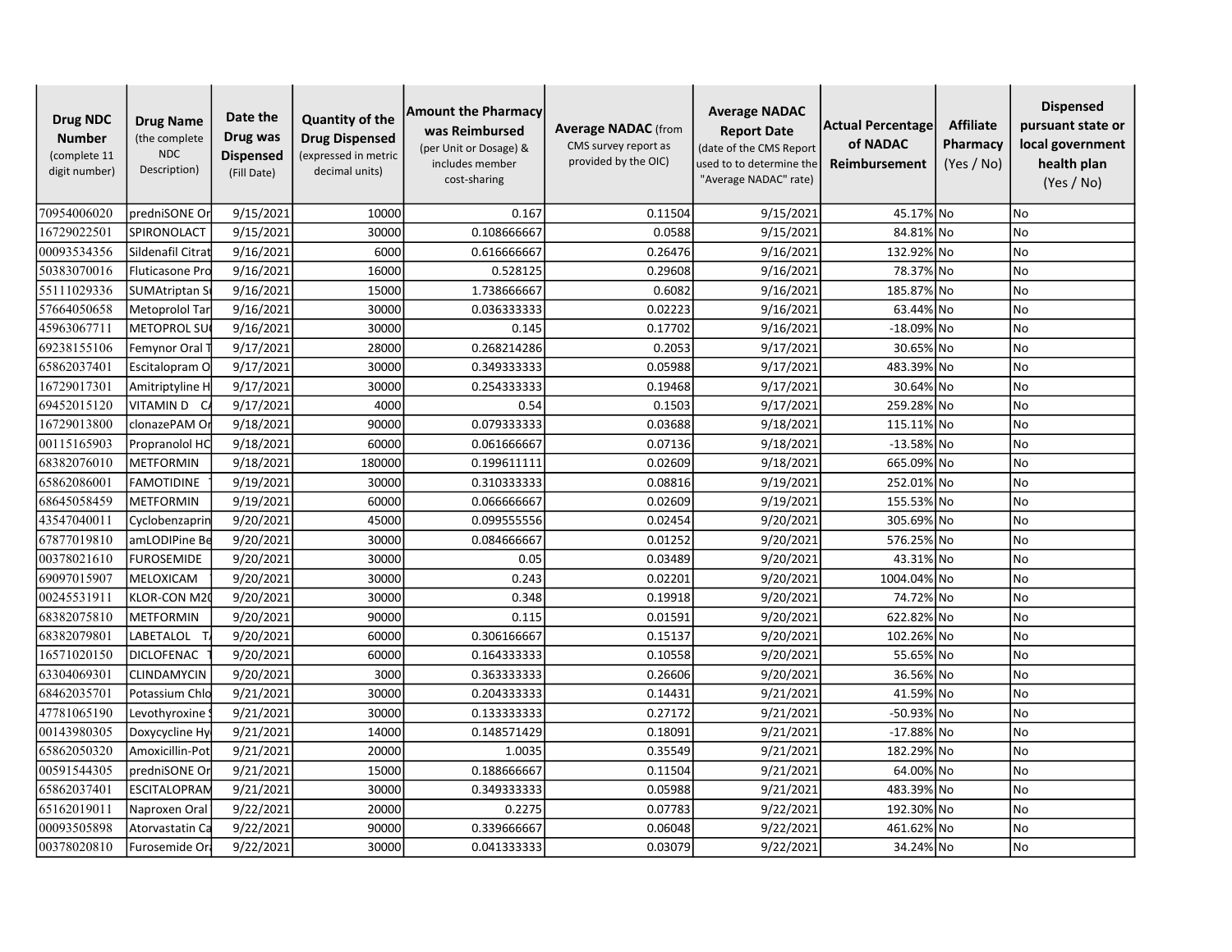| Drug NDC Number (complete 11 digit number) | Drug Name (the complete NDC Description) | Date the Drug was Dispensed (Fill Date) | Quantity of the Drug Dispensed (expressed in metric decimal units) | Amount the Pharmacy was Reimbursed (per Unit or Dosage) & includes member cost-sharing | Average NADAC (from CMS survey report as provided by the OIC) | Average NADAC Report Date (date of the CMS Report used to to determine the "Average NADAC" rate) | Actual Percentage of NADAC Reimbursement | Affiliate Pharmacy (Yes / No) | Dispensed pursuant state or local government health plan (Yes / No) |
|---|---|---|---|---|---|---|---|---|---|
| 70954006020 | predniSONE Or | 9/15/2021 | 10000 | 0.167 | 0.11504 | 9/15/2021 | 45.17% | No | No |
| 16729022501 | SPIRONOLACT | 9/15/2021 | 30000 | 0.108666667 | 0.0588 | 9/15/2021 | 84.81% | No | No |
| 00093534356 | Sildenafil Citrat | 9/16/2021 | 6000 | 0.616666667 | 0.26476 | 9/16/2021 | 132.92% | No | No |
| 50383070016 | Fluticasone Pro | 9/16/2021 | 16000 | 0.528125 | 0.29608 | 9/16/2021 | 78.37% | No | No |
| 55111029336 | SUMAtriptan S | 9/16/2021 | 15000 | 1.738666667 | 0.6082 | 9/16/2021 | 185.87% | No | No |
| 57664050658 | Metoprolol Tar | 9/16/2021 | 30000 | 0.036333333 | 0.02223 | 9/16/2021 | 63.44% | No | No |
| 45963067711 | METOPROL SU | 9/16/2021 | 30000 | 0.145 | 0.17702 | 9/16/2021 | -18.09% | No | No |
| 69238155106 | Femynor Oral T | 9/17/2021 | 28000 | 0.268214286 | 0.2053 | 9/17/2021 | 30.65% | No | No |
| 65862037401 | Escitalopram O | 9/17/2021 | 30000 | 0.349333333 | 0.05988 | 9/17/2021 | 483.39% | No | No |
| 16729017301 | Amitriptyline H | 9/17/2021 | 30000 | 0.254333333 | 0.19468 | 9/17/2021 | 30.64% | No | No |
| 69452015120 | VITAMIN D C | 9/17/2021 | 4000 | 0.54 | 0.1503 | 9/17/2021 | 259.28% | No | No |
| 16729013800 | clonazePAM Or | 9/18/2021 | 90000 | 0.079333333 | 0.03688 | 9/18/2021 | 115.11% | No | No |
| 00115165903 | Propranolol HC | 9/18/2021 | 60000 | 0.061666667 | 0.07136 | 9/18/2021 | -13.58% | No | No |
| 68382076010 | METFORMIN | 9/18/2021 | 180000 | 0.199611111 | 0.02609 | 9/18/2021 | 665.09% | No | No |
| 65862086001 | FAMOTIDINE | 9/19/2021 | 30000 | 0.310333333 | 0.08816 | 9/19/2021 | 252.01% | No | No |
| 68645058459 | METFORMIN | 9/19/2021 | 60000 | 0.066666667 | 0.02609 | 9/19/2021 | 155.53% | No | No |
| 43547040011 | Cyclobenzaprin | 9/20/2021 | 45000 | 0.099555556 | 0.02454 | 9/20/2021 | 305.69% | No | No |
| 67877019810 | amLODIPine Be | 9/20/2021 | 30000 | 0.084666667 | 0.01252 | 9/20/2021 | 576.25% | No | No |
| 00378021610 | FUROSEMIDE | 9/20/2021 | 30000 | 0.05 | 0.03489 | 9/20/2021 | 43.31% | No | No |
| 69097015907 | MELOXICAM | 9/20/2021 | 30000 | 0.243 | 0.02201 | 9/20/2021 | 1004.04% | No | No |
| 00245531911 | KLOR-CON M20 | 9/20/2021 | 30000 | 0.348 | 0.19918 | 9/20/2021 | 74.72% | No | No |
| 68382075810 | METFORMIN | 9/20/2021 | 90000 | 0.115 | 0.01591 | 9/20/2021 | 622.82% | No | No |
| 68382079801 | LABETALOL T | 9/20/2021 | 60000 | 0.306166667 | 0.15137 | 9/20/2021 | 102.26% | No | No |
| 16571020150 | DICLOFENAC | 9/20/2021 | 60000 | 0.164333333 | 0.10558 | 9/20/2021 | 55.65% | No | No |
| 63304069301 | CLINDAMYCIN | 9/20/2021 | 3000 | 0.363333333 | 0.26606 | 9/20/2021 | 36.56% | No | No |
| 68462035701 | Potassium Chlo | 9/21/2021 | 30000 | 0.204333333 | 0.14431 | 9/21/2021 | 41.59% | No | No |
| 47781065190 | Levothyroxine | 9/21/2021 | 30000 | 0.133333333 | 0.27172 | 9/21/2021 | -50.93% | No | No |
| 00143980305 | Doxycycline Hy | 9/21/2021 | 14000 | 0.148571429 | 0.18091 | 9/21/2021 | -17.88% | No | No |
| 65862050320 | Amoxicillin-Pot | 9/21/2021 | 20000 | 1.0035 | 0.35549 | 9/21/2021 | 182.29% | No | No |
| 00591544305 | predniSONE Or | 9/21/2021 | 15000 | 0.188666667 | 0.11504 | 9/21/2021 | 64.00% | No | No |
| 65862037401 | ESCITALOPRAM | 9/21/2021 | 30000 | 0.349333333 | 0.05988 | 9/21/2021 | 483.39% | No | No |
| 65162019011 | Naproxen Oral | 9/22/2021 | 20000 | 0.2275 | 0.07783 | 9/22/2021 | 192.30% | No | No |
| 00093505898 | Atorvastatin Ca | 9/22/2021 | 90000 | 0.339666667 | 0.06048 | 9/22/2021 | 461.62% | No | No |
| 00378020810 | Furosemide Ora | 9/22/2021 | 30000 | 0.041333333 | 0.03079 | 9/22/2021 | 34.24% | No | No |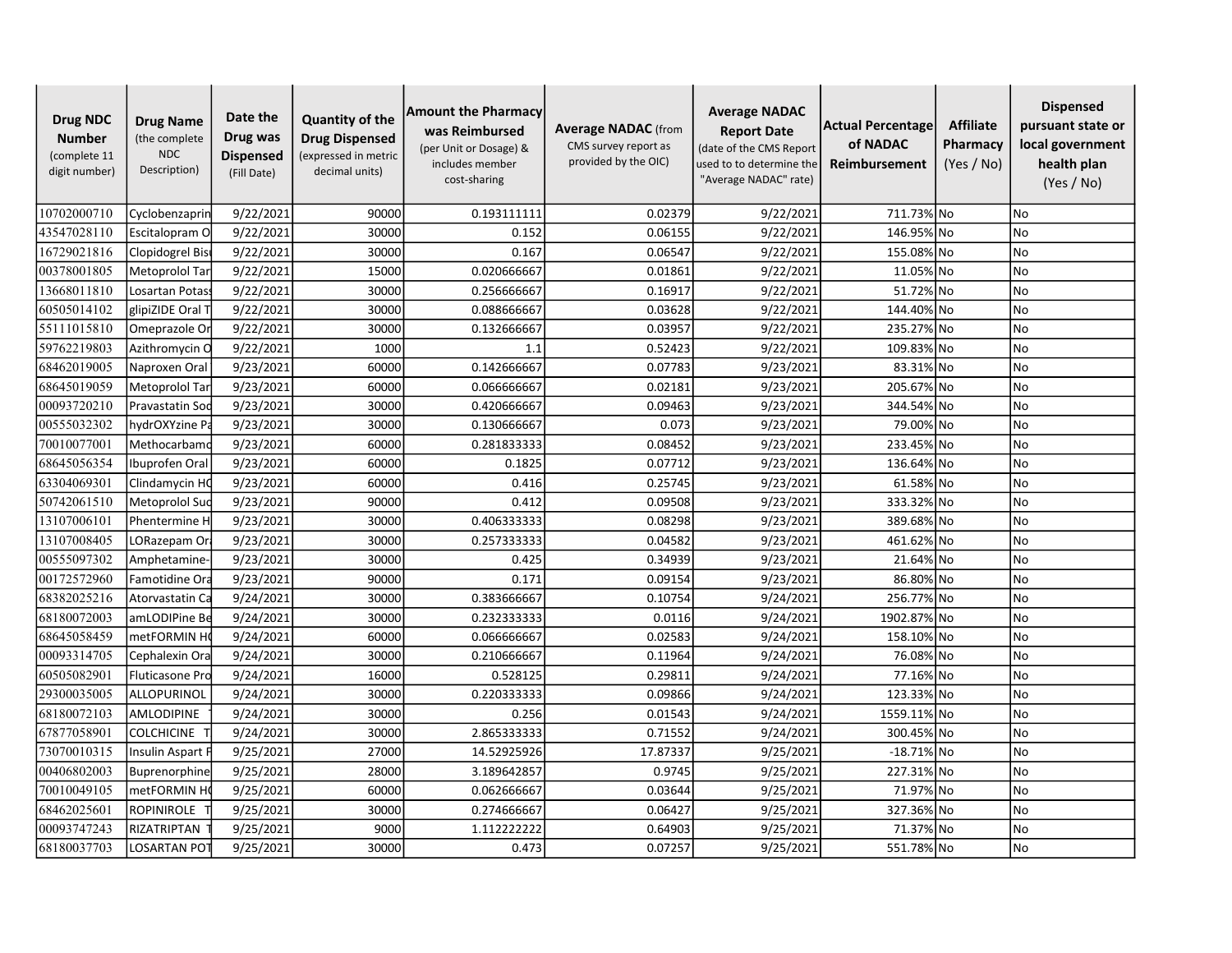| **Drug NDC Number** (complete 11 digit number) | **Drug Name** (the complete NDC Description) | **Date the Drug was Dispensed** (Fill Date) | **Quantity of the Drug Dispensed** (expressed in metric decimal units) | **Amount the Pharmacy was Reimbursed** (per Unit or Dosage) & includes member cost-sharing | **Average NADAC** (from CMS survey report as provided by the OIC) | **Average NADAC Report Date** (date of the CMS Report used to to determine the "Average NADAC" rate) | **Actual Percentage of NADAC Reimbursement** | **Affiliate Pharmacy** (Yes / No) | **Dispensed pursuant state or local government health plan** (Yes / No) |
|---|---|---|---|---|---|---|---|---|---|
| 10702000710 | Cyclobenzaprin | 9/22/2021 | 90000 | 0.193111111 | 0.02379 | 9/22/2021 | 711.73% | No | No |
| 43547028110 | Escitalopram O | 9/22/2021 | 30000 | 0.152 | 0.06155 | 9/22/2021 | 146.95% | No | No |
| 16729021816 | Clopidogrel Bis | 9/22/2021 | 30000 | 0.167 | 0.06547 | 9/22/2021 | 155.08% | No | No |
| 00378001805 | Metoprolol Tar | 9/22/2021 | 15000 | 0.020666667 | 0.01861 | 9/22/2021 | 11.05% | No | No |
| 13668011810 | Losartan Potass | 9/22/2021 | 30000 | 0.256666667 | 0.16917 | 9/22/2021 | 51.72% | No | No |
| 60505014102 | glipiZIDE Oral T | 9/22/2021 | 30000 | 0.088666667 | 0.03628 | 9/22/2021 | 144.40% | No | No |
| 55111015810 | Omeprazole Or | 9/22/2021 | 30000 | 0.132666667 | 0.03957 | 9/22/2021 | 235.27% | No | No |
| 59762219803 | Azithromycin O | 9/22/2021 | 1000 | 1.1 | 0.52423 | 9/22/2021 | 109.83% | No | No |
| 68462019005 | Naproxen Oral | 9/23/2021 | 60000 | 0.142666667 | 0.07783 | 9/23/2021 | 83.31% | No | No |
| 68645019059 | Metoprolol Tar | 9/23/2021 | 60000 | 0.066666667 | 0.02181 | 9/23/2021 | 205.67% | No | No |
| 00093720210 | Pravastatin Soc | 9/23/2021 | 30000 | 0.420666667 | 0.09463 | 9/23/2021 | 344.54% | No | No |
| 00555032302 | hydrOXYzine Pa | 9/23/2021 | 30000 | 0.130666667 | 0.073 | 9/23/2021 | 79.00% | No | No |
| 70010077001 | Methocarbamo | 9/23/2021 | 60000 | 0.281833333 | 0.08452 | 9/23/2021 | 233.45% | No | No |
| 68645056354 | Ibuprofen Oral | 9/23/2021 | 60000 | 0.1825 | 0.07712 | 9/23/2021 | 136.64% | No | No |
| 63304069301 | Clindamycin HC | 9/23/2021 | 60000 | 0.416 | 0.25745 | 9/23/2021 | 61.58% | No | No |
| 50742061510 | Metoprolol Suc | 9/23/2021 | 90000 | 0.412 | 0.09508 | 9/23/2021 | 333.32% | No | No |
| 13107006101 | Phentermine H | 9/23/2021 | 30000 | 0.406333333 | 0.08298 | 9/23/2021 | 389.68% | No | No |
| 13107008405 | LORazepam Ora | 9/23/2021 | 30000 | 0.257333333 | 0.04582 | 9/23/2021 | 461.62% | No | No |
| 00555097302 | Amphetamine- | 9/23/2021 | 30000 | 0.425 | 0.34939 | 9/23/2021 | 21.64% | No | No |
| 00172572960 | Famotidine Ora | 9/23/2021 | 90000 | 0.171 | 0.09154 | 9/23/2021 | 86.80% | No | No |
| 68382025216 | Atorvastatin Ca | 9/24/2021 | 30000 | 0.383666667 | 0.10754 | 9/24/2021 | 256.77% | No | No |
| 68180072003 | amLODIPine Be | 9/24/2021 | 30000 | 0.232333333 | 0.0116 | 9/24/2021 | 1902.87% | No | No |
| 68645058459 | metFORMIN HC | 9/24/2021 | 60000 | 0.066666667 | 0.02583 | 9/24/2021 | 158.10% | No | No |
| 00093314705 | Cephalexin Ora | 9/24/2021 | 30000 | 0.210666667 | 0.11964 | 9/24/2021 | 76.08% | No | No |
| 60505082901 | Fluticasone Pro | 9/24/2021 | 16000 | 0.528125 | 0.29811 | 9/24/2021 | 77.16% | No | No |
| 29300035005 | ALLOPURINOL | 9/24/2021 | 30000 | 0.220333333 | 0.09866 | 9/24/2021 | 123.33% | No | No |
| 68180072103 | AMLODIPINE | 9/24/2021 | 30000 | 0.256 | 0.01543 | 9/24/2021 | 1559.11% | No | No |
| 67877058901 | COLCHICINE T | 9/24/2021 | 30000 | 2.865333333 | 0.71552 | 9/24/2021 | 300.45% | No | No |
| 73070010315 | Insulin Aspart F | 9/25/2021 | 27000 | 14.52925926 | 17.87337 | 9/25/2021 | -18.71% | No | No |
| 00406802003 | Buprenorphine | 9/25/2021 | 28000 | 3.189642857 | 0.9745 | 9/25/2021 | 227.31% | No | No |
| 70010049105 | metFORMIN HC | 9/25/2021 | 60000 | 0.062666667 | 0.03644 | 9/25/2021 | 71.97% | No | No |
| 68462025601 | ROPINIROLE T | 9/25/2021 | 30000 | 0.274666667 | 0.06427 | 9/25/2021 | 327.36% | No | No |
| 00093747243 | RIZATRIPTAN T | 9/25/2021 | 9000 | 1.112222222 | 0.64903 | 9/25/2021 | 71.37% | No | No |
| 68180037703 | LOSARTAN POT | 9/25/2021 | 30000 | 0.473 | 0.07257 | 9/25/2021 | 551.78% | No | No |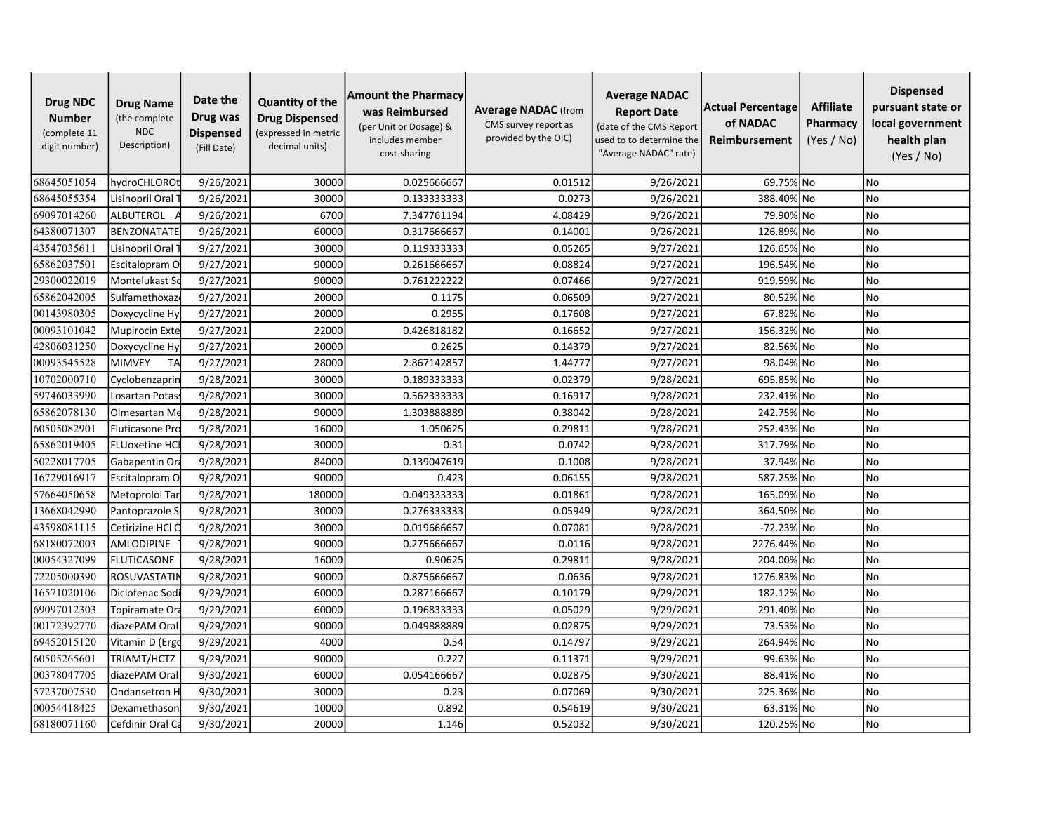| Drug NDC Number (complete 11 digit number) | Drug Name (the complete NDC Description) | Date the Drug was Dispensed (Fill Date) | Quantity of the Drug Dispensed (expressed in metric decimal units) | Amount the Pharmacy was Reimbursed (per Unit or Dosage) & includes member cost-sharing | Average NADAC (from CMS survey report as provided by the OIC) | Average NADAC Report Date (date of the CMS Report used to to determine the "Average NADAC" rate) | Actual Percentage of NADAC Reimbursement | Affiliate Pharmacy (Yes / No) | Dispensed pursuant state or local government health plan (Yes / No) |
|---|---|---|---|---|---|---|---|---|---|
| 68645051054 | hydroCHLOROt | 9/26/2021 | 30000 | 0.025666667 | 0.01512 | 9/26/2021 | 69.75% | No | No |
| 68645055354 | Lisinopril Oral T | 9/26/2021 | 30000 | 0.133333333 | 0.0273 | 9/26/2021 | 388.40% | No | No |
| 69097014260 | ALBUTEROL A | 9/26/2021 | 6700 | 7.347761194 | 4.08429 | 9/26/2021 | 79.90% | No | No |
| 64380071307 | BENZONATATE | 9/26/2021 | 60000 | 0.317666667 | 0.14001 | 9/26/2021 | 126.89% | No | No |
| 43547035611 | Lisinopril Oral T | 9/27/2021 | 30000 | 0.119333333 | 0.05265 | 9/27/2021 | 126.65% | No | No |
| 65862037501 | Escitalopram O | 9/27/2021 | 90000 | 0.261666667 | 0.08824 | 9/27/2021 | 196.54% | No | No |
| 29300022019 | Montelukast So | 9/27/2021 | 90000 | 0.761222222 | 0.07466 | 9/27/2021 | 919.59% | No | No |
| 65862042005 | Sulfamethoxazo | 9/27/2021 | 20000 | 0.1175 | 0.06509 | 9/27/2021 | 80.52% | No | No |
| 00143980305 | Doxycycline Hy | 9/27/2021 | 20000 | 0.2955 | 0.17608 | 9/27/2021 | 67.82% | No | No |
| 00093101042 | Mupirocin Exte | 9/27/2021 | 22000 | 0.426818182 | 0.16652 | 9/27/2021 | 156.32% | No | No |
| 42806031250 | Doxycycline Hy | 9/27/2021 | 20000 | 0.2625 | 0.14379 | 9/27/2021 | 82.56% | No | No |
| 00093545528 | MIMVEY TA | 9/27/2021 | 28000 | 2.867142857 | 1.44777 | 9/27/2021 | 98.04% | No | No |
| 10702000710 | Cyclobenzaprin | 9/28/2021 | 30000 | 0.189333333 | 0.02379 | 9/28/2021 | 695.85% | No | No |
| 59746033990 | Losartan Potass | 9/28/2021 | 30000 | 0.562333333 | 0.16917 | 9/28/2021 | 232.41% | No | No |
| 65862078130 | Olmesartan Me | 9/28/2021 | 90000 | 1.303888889 | 0.38042 | 9/28/2021 | 242.75% | No | No |
| 60505082901 | Fluticasone Pro | 9/28/2021 | 16000 | 1.050625 | 0.29811 | 9/28/2021 | 252.43% | No | No |
| 65862019405 | FLUoxetine HCl | 9/28/2021 | 30000 | 0.31 | 0.0742 | 9/28/2021 | 317.79% | No | No |
| 50228017705 | Gabapentin Ora | 9/28/2021 | 84000 | 0.139047619 | 0.1008 | 9/28/2021 | 37.94% | No | No |
| 16729016917 | Escitalopram O | 9/28/2021 | 90000 | 0.423 | 0.06155 | 9/28/2021 | 587.25% | No | No |
| 57664050658 | Metoprolol Tar | 9/28/2021 | 180000 | 0.049333333 | 0.01861 | 9/28/2021 | 165.09% | No | No |
| 13668042990 | Pantoprazole S | 9/28/2021 | 30000 | 0.276333333 | 0.05949 | 9/28/2021 | 364.50% | No | No |
| 43598081115 | Cetirizine HCl O | 9/28/2021 | 30000 | 0.019666667 | 0.07081 | 9/28/2021 | -72.23% | No | No |
| 68180072003 | AMLODIPINE | 9/28/2021 | 90000 | 0.275666667 | 0.0116 | 9/28/2021 | 2276.44% | No | No |
| 00054327099 | FLUTICASONE | 9/28/2021 | 16000 | 0.90625 | 0.29811 | 9/28/2021 | 204.00% | No | No |
| 72205000390 | ROSUVASTATIN | 9/28/2021 | 90000 | 0.875666667 | 0.0636 | 9/28/2021 | 1276.83% | No | No |
| 16571020106 | Diclofenac Sodi | 9/29/2021 | 60000 | 0.287166667 | 0.10179 | 9/29/2021 | 182.12% | No | No |
| 69097012303 | Topiramate Ora | 9/29/2021 | 60000 | 0.196833333 | 0.05029 | 9/29/2021 | 291.40% | No | No |
| 00172392770 | diazePAM Oral | 9/29/2021 | 90000 | 0.049888889 | 0.02875 | 9/29/2021 | 73.53% | No | No |
| 69452015120 | Vitamin D (Ergo | 9/29/2021 | 4000 | 0.54 | 0.14797 | 9/29/2021 | 264.94% | No | No |
| 60505265601 | TRIAMT/HCTZ | 9/29/2021 | 90000 | 0.227 | 0.11371 | 9/29/2021 | 99.63% | No | No |
| 00378047705 | diazePAM Oral | 9/30/2021 | 60000 | 0.054166667 | 0.02875 | 9/30/2021 | 88.41% | No | No |
| 57237007530 | Ondansetron H | 9/30/2021 | 30000 | 0.23 | 0.07069 | 9/30/2021 | 225.36% | No | No |
| 00054418425 | Dexamethason | 9/30/2021 | 10000 | 0.892 | 0.54619 | 9/30/2021 | 63.31% | No | No |
| 68180071160 | Cefdinir Oral Ca | 9/30/2021 | 20000 | 1.146 | 0.52032 | 9/30/2021 | 120.25% | No | No |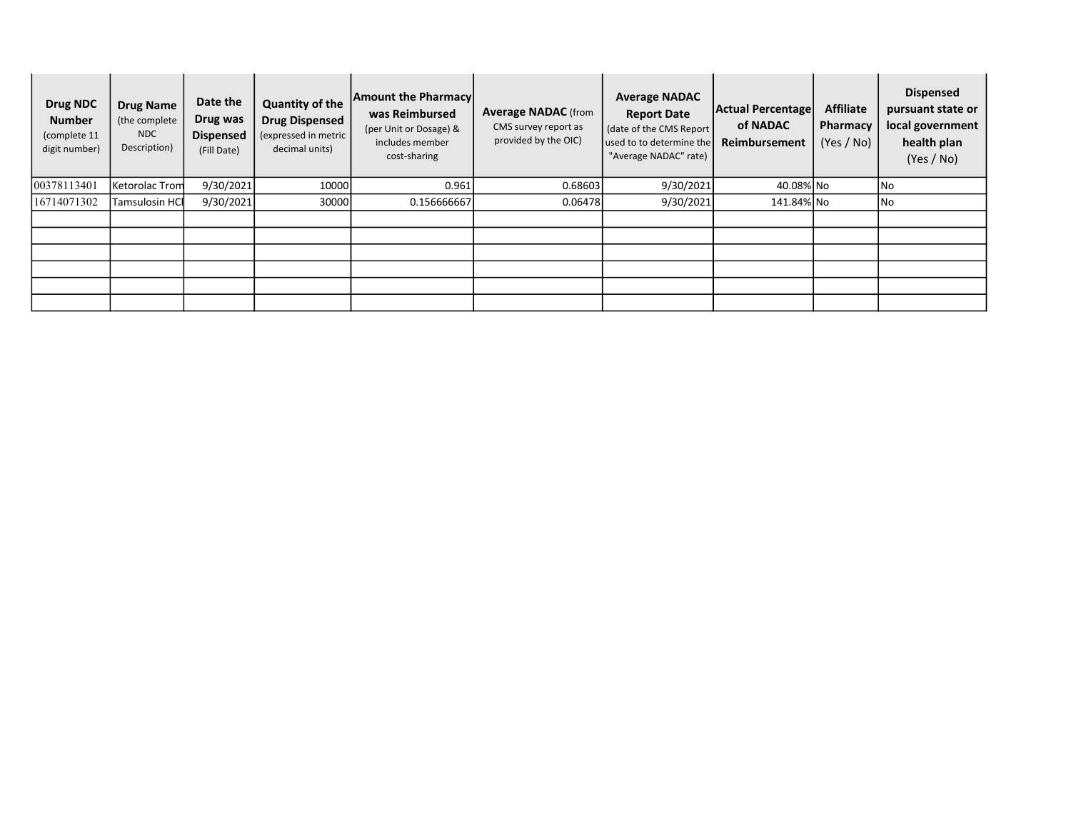| Drug NDC Number (complete 11 digit number) | Drug Name (the complete NDC Description) | Date the Drug was Dispensed (Fill Date) | Quantity of the Drug Dispensed (expressed in metric decimal units) | Amount the Pharmacy was Reimbursed (per Unit or Dosage) & includes member cost-sharing | Average NADAC (from CMS survey report as provided by the OIC) | Average NADAC Report Date (date of the CMS Report used to to determine the "Average NADAC" rate) | Actual Percentage of NADAC Reimbursement | Affiliate Pharmacy (Yes / No) | Dispensed pursuant state or local government health plan (Yes / No) |
|---|---|---|---|---|---|---|---|---|---|
| 00378113401 | Ketorolac Trom | 9/30/2021 | 10000 | 0.961 | 0.68603 | 9/30/2021 | 40.08% | No | No |
| 16714071302 | Tamsulosin HCl | 9/30/2021 | 30000 | 0.156666667 | 0.06478 | 9/30/2021 | 141.84% | No | No |
| | | | | | | | | | |
| | | | | | | | | | |
| | | | | | | | | | |
| | | | | | | | | | |
| | | | | | | | | | |
| | | | | | | | | | |